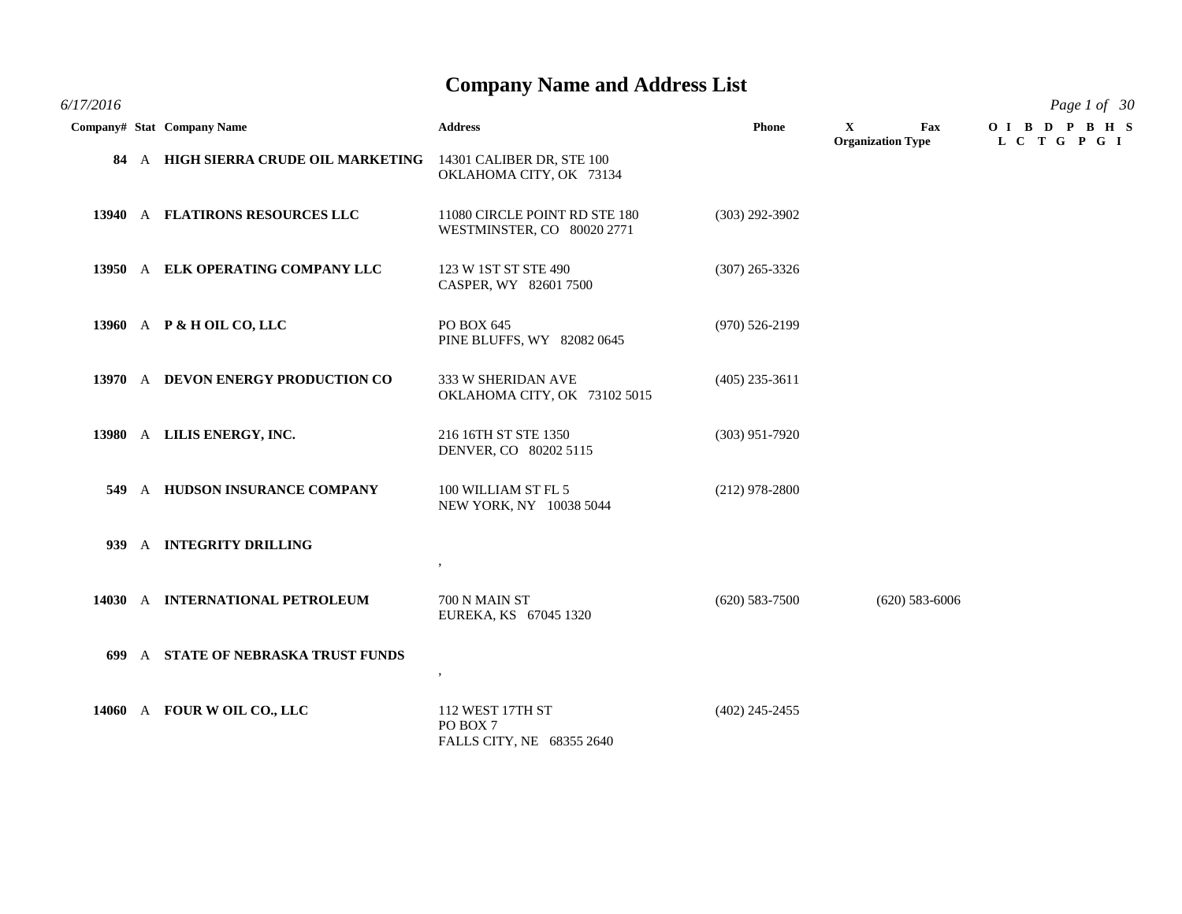# Company Name and Address List

*6/17/2016*

| Company# | Stat | Company Name | Address | Phone | X Organization Type | Fax | OL IC B D TG P PG BI H S |
|---|---|---|---|---|---|---|---|
| 84 | A | **HIGH SIERRA CRUDE OIL MARKETING** | 14301 CALIBER DR, STE 100<br>OKLAHOMA CITY, OK 73134 | | | | |
| 13940 | A | **FLATIRONS RESOURCES LLC** | 11080 CIRCLE POINT RD STE 180<br>WESTMINSTER, CO 80020 2771 | (303) 292-3902 | | | |
| 13950 | A | **ELK OPERATING COMPANY LLC** | 123 W 1ST ST STE 490<br>CASPER, WY 82601 7500 | (307) 265-3326 | | | |
| 13960 | A | **P & H OIL CO, LLC** | PO BOX 645<br>PINE BLUFFS, WY 82082 0645 | (970) 526-2199 | | | |
| 13970 | A | **DEVON ENERGY PRODUCTION CO** | 333 W SHERIDAN AVE<br>OKLAHOMA CITY, OK 73102 5015 | (405) 235-3611 | | | |
| 13980 | A | **LILIS ENERGY, INC.** | 216 16TH ST STE 1350<br>DENVER, CO 80202 5115 | (303) 951-7920 | | | |
| 549 | A | **HUDSON INSURANCE COMPANY** | 100 WILLIAM ST FL 5<br>NEW YORK, NY 10038 5044 | (212) 978-2800 | | | |
| 939 | A | **INTEGRITY DRILLING** | , | | | | |
| 14030 | A | **INTERNATIONAL PETROLEUM** | 700 N MAIN ST<br>EUREKA, KS 67045 1320 | (620) 583-7500 | | (620) 583-6006 | |
| 699 | A | **STATE OF NEBRASKA TRUST FUNDS** | , | | | | |
| 14060 | A | **FOUR W OIL CO., LLC** | 112 WEST 17TH ST<br>PO BOX 7<br>FALLS CITY, NE 68355 2640 | (402) 245-2455 | | | |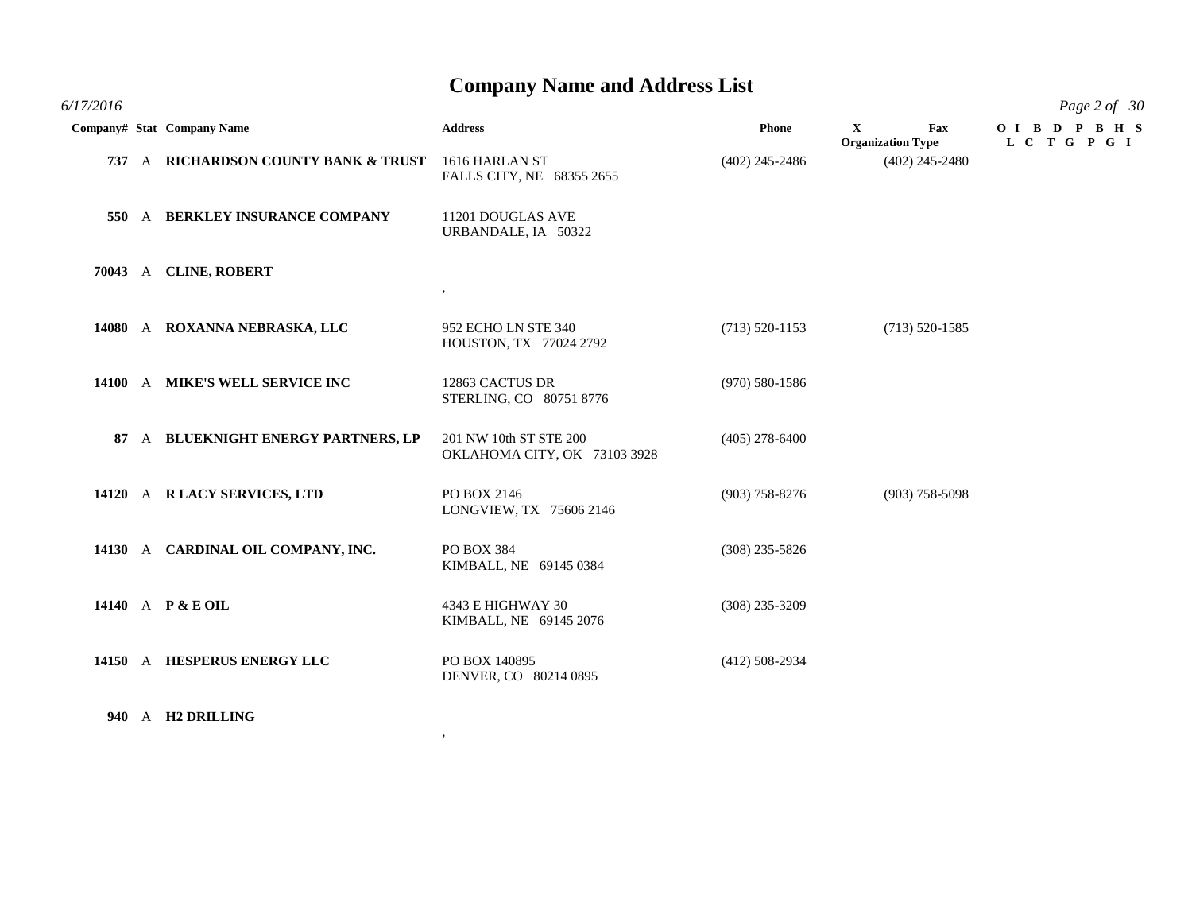# Company Name and Address List

*6/17/2016*

| Company# | Stat | Company Name | Address | Phone | X | Fax | Organization Type | O L | I C | B T | D G | P P | B G | H I | S |
|---|---|---|---|---|---|---|---|---|---|---|---|---|---|---|---|
| 737 | A | **RICHARDSON COUNTY BANK & TRUST** | 1616 HARLAN ST<br>FALLS CITY, NE 68355 2655 | (402) 245-2486 | | (402) 245-2480 | | | | | | | | | |
| 550 | A | **BERKLEY INSURANCE COMPANY** | 11201 DOUGLAS AVE<br>URBANDALE, IA 50322 | | | | | | | | | | | | |
| 70043 | A | **CLINE, ROBERT** | , | | | | | | | | | | | | |
| 14080 | A | **ROXANNA NEBRASKA, LLC** | 952 ECHO LN STE 340<br>HOUSTON, TX 77024 2792 | (713) 520-1153 | | (713) 520-1585 | | | | | | | | | |
| 14100 | A | **MIKE'S WELL SERVICE INC** | 12863 CACTUS DR<br>STERLING, CO 80751 8776 | (970) 580-1586 | | | | | | | | | | | |
| 87 | A | **BLUEKNIGHT ENERGY PARTNERS, LP** | 201 NW 10th ST STE 200<br>OKLAHOMA CITY, OK 73103 3928 | (405) 278-6400 | | | | | | | | | | | |
| 14120 | A | **R LACY SERVICES, LTD** | PO BOX 2146<br>LONGVIEW, TX 75606 2146 | (903) 758-8276 | | (903) 758-5098 | | | | | | | | | |
| 14130 | A | **CARDINAL OIL COMPANY, INC.** | PO BOX 384<br>KIMBALL, NE 69145 0384 | (308) 235-5826 | | | | | | | | | | | |
| 14140 | A | **P & E OIL** | 4343 E HIGHWAY 30<br>KIMBALL, NE 69145 2076 | (308) 235-3209 | | | | | | | | | | | |
| 14150 | A | **HESPERUS ENERGY LLC** | PO BOX 140895<br>DENVER, CO 80214 0895 | (412) 508-2934 | | | | | | | | | | | |
| 940 | A | **H2 DRILLING** | , | | | | | | | | | | | | |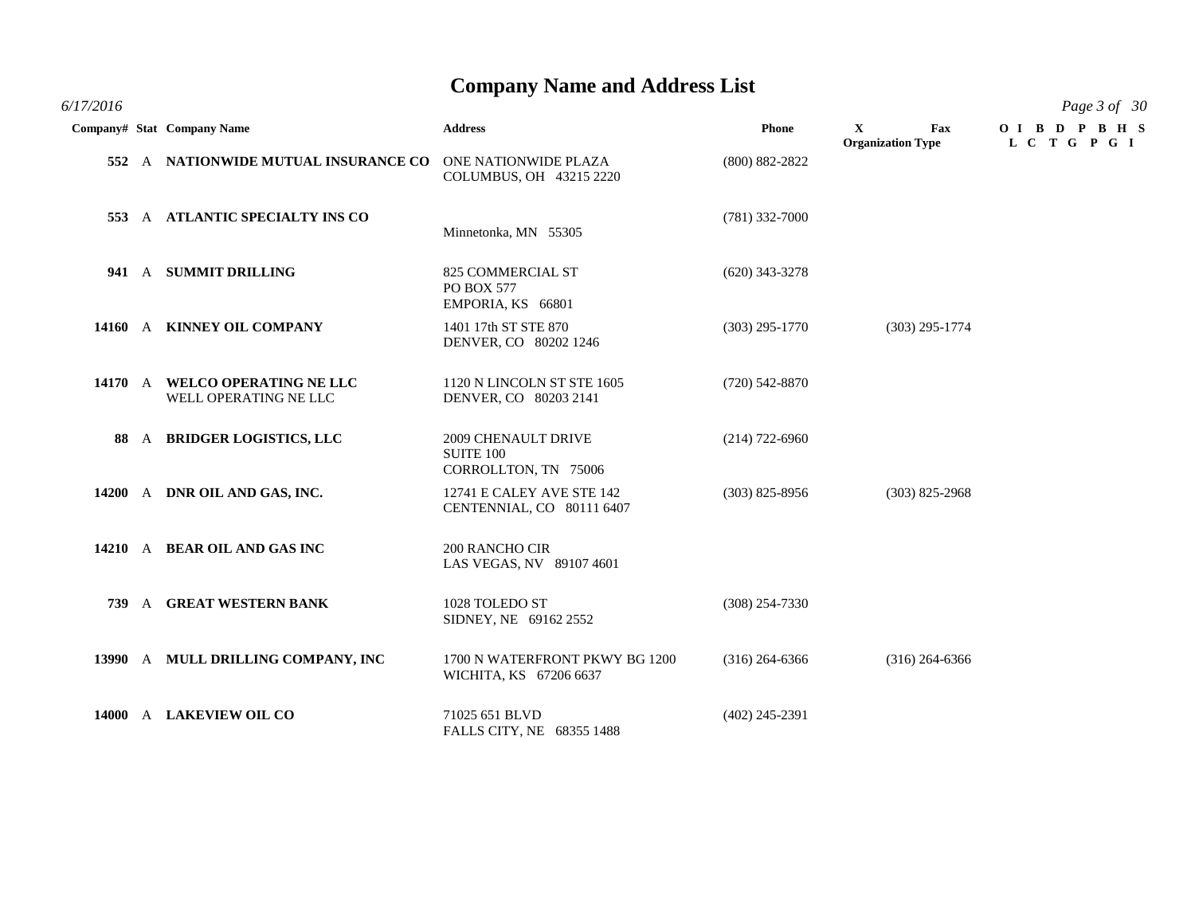# Company Name and Address List

*6/17/2016*

| Company# | Stat | Company Name | Address | Phone | X Organization Type | Fax | O L | I C | B T | D G | P P | B G | H I | S |
|---|---|---|---|---|---|---|---|---|---|---|---|---|---|---|
| 552 | A | **NATIONWIDE MUTUAL INSURANCE CO** | ONE NATIONWIDE PLAZA<br>COLUMBUS, OH 43215 2220 | (800) 882-2822 | | | | | | | | | | |
| 553 | A | **ATLANTIC SPECIALTY INS CO** | Minnetonka, MN 55305 | (781) 332-7000 | | | | | | | | | | |
| 941 | A | **SUMMIT DRILLING** | 825 COMMERCIAL ST<br>PO BOX 577<br>EMPORIA, KS 66801 | (620) 343-3278 | | | | | | | | | | |
| 14160 | A | **KINNEY OIL COMPANY** | 1401 17th ST STE 870<br>DENVER, CO 80202 1246 | (303) 295-1770 | | (303) 295-1774 | | | | | | | | |
| 14170 | A | **WELCO OPERATING NE LLC**<br>WELL OPERATING NE LLC | 1120 N LINCOLN ST STE 1605<br>DENVER, CO 80203 2141 | (720) 542-8870 | | | | | | | | | | |
| 88 | A | **BRIDGER LOGISTICS, LLC** | 2009 CHENAULT DRIVE<br>SUITE 100<br>CORROLLTON, TN 75006 | (214) 722-6960 | | | | | | | | | | |
| 14200 | A | **DNR OIL AND GAS, INC.** | 12741 E CALEY AVE STE 142<br>CENTENNIAL, CO 80111 6407 | (303) 825-8956 | | (303) 825-2968 | | | | | | | | |
| 14210 | A | **BEAR OIL AND GAS INC** | 200 RANCHO CIR<br>LAS VEGAS, NV 89107 4601 | | | | | | | | | | | |
| 739 | A | **GREAT WESTERN BANK** | 1028 TOLEDO ST<br>SIDNEY, NE 69162 2552 | (308) 254-7330 | | | | | | | | | | |
| 13990 | A | **MULL DRILLING COMPANY, INC** | 1700 N WATERFRONT PKWY BG 1200<br>WICHITA, KS 67206 6637 | (316) 264-6366 | | (316) 264-6366 | | | | | | | | |
| 14000 | A | **LAKEVIEW OIL CO** | 71025 651 BLVD<br>FALLS CITY, NE 68355 1488 | (402) 245-2391 | | | | | | | | | | |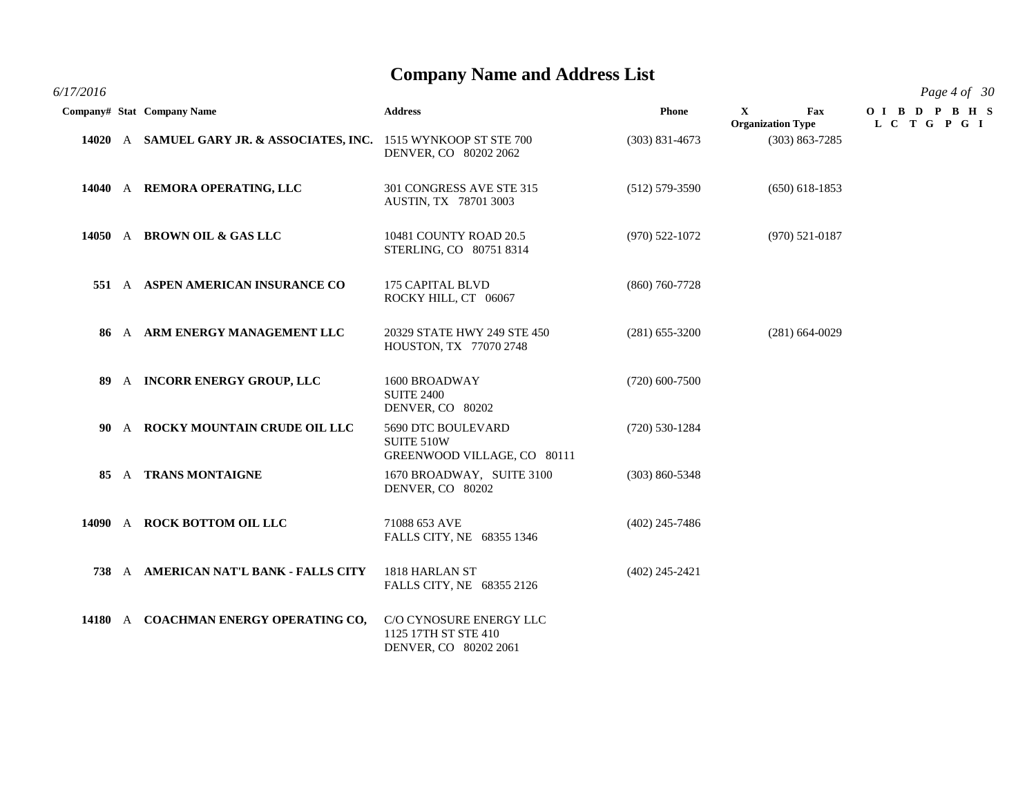# Company Name and Address List

*6/17/2016*

| Company# | Stat | Company Name | Address | Phone | X Organization Type | Fax | O I B D P B H S L C T G P G I |
|---|---|---|---|---|---|---|---|
| **14020** | A | **SAMUEL GARY JR. & ASSOCIATES, INC.** | 1515 WYNKOOP ST STE 700<br>DENVER, CO 80202 2062 | (303) 831-4673 | | (303) 863-7285 | |
| **14040** | A | **REMORA OPERATING, LLC** | 301 CONGRESS AVE STE 315<br>AUSTIN, TX 78701 3003 | (512) 579-3590 | | (650) 618-1853 | |
| **14050** | A | **BROWN OIL & GAS LLC** | 10481 COUNTY ROAD 20.5<br>STERLING, CO 80751 8314 | (970) 522-1072 | | (970) 521-0187 | |
| **551** | A | **ASPEN AMERICAN INSURANCE CO** | 175 CAPITAL BLVD<br>ROCKY HILL, CT 06067 | (860) 760-7728 | | | |
| **86** | A | **ARM ENERGY MANAGEMENT LLC** | 20329 STATE HWY 249 STE 450<br>HOUSTON, TX 77070 2748 | (281) 655-3200 | | (281) 664-0029 | |
| **89** | A | **INCORR ENERGY GROUP, LLC** | 1600 BROADWAY<br>SUITE 2400<br>DENVER, CO 80202 | (720) 600-7500 | | | |
| **90** | A | **ROCKY MOUNTAIN CRUDE OIL LLC** | 5690 DTC BOULEVARD<br>SUITE 510W<br>GREENWOOD VILLAGE, CO 80111 | (720) 530-1284 | | | |
| **85** | A | **TRANS MONTAIGNE** | 1670 BROADWAY, SUITE 3100<br>DENVER, CO 80202 | (303) 860-5348 | | | |
| **14090** | A | **ROCK BOTTOM OIL LLC** | 71088 653 AVE<br>FALLS CITY, NE 68355 1346 | (402) 245-7486 | | | |
| **738** | A | **AMERICAN NAT'L BANK - FALLS CITY** | 1818 HARLAN ST<br>FALLS CITY, NE 68355 2126 | (402) 245-2421 | | | |
| **14180** | A | **COACHMAN ENERGY OPERATING CO,** | C/O CYNOSURE ENERGY LLC<br>1125 17TH ST STE 410<br>DENVER, CO 80202 2061 | | | | |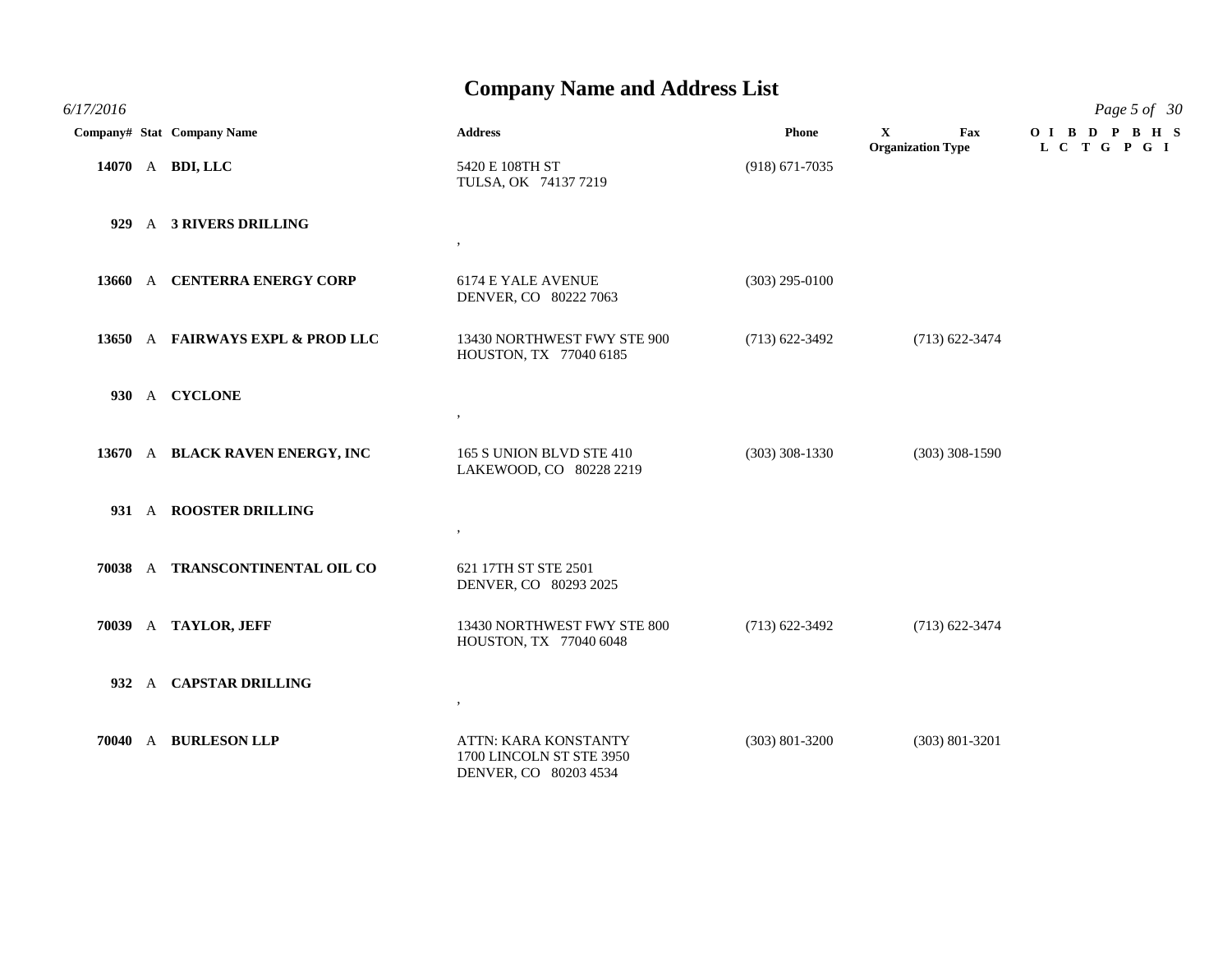# Company Name and Address List

*6/17/2016*

| Company# | Stat | Company Name | Address | Phone | X Organization Type | Fax | OIL | IC | BT | DG | PP | BG | HI | S |
|---|---|---|---|---|---|---|---|---|---|---|---|---|---|---|
| 14070 | A | **BDI, LLC** | 5420 E 108TH ST<br>TULSA, OK 74137 7219 | (918) 671-7035 | | | | | | | | | | |
| 929 | A | **3 RIVERS DRILLING** | , | | | | | | | | | | | |
| 13660 | A | **CENTERRA ENERGY CORP** | 6174 E YALE AVENUE<br>DENVER, CO 80222 7063 | (303) 295-0100 | | | | | | | | | | |
| 13650 | A | **FAIRWAYS EXPL & PROD LLC** | 13430 NORTHWEST FWY STE 900<br>HOUSTON, TX 77040 6185 | (713) 622-3492 | | (713) 622-3474 | | | | | | | | |
| 930 | A | **CYCLONE** | , | | | | | | | | | | | |
| 13670 | A | **BLACK RAVEN ENERGY, INC** | 165 S UNION BLVD STE 410<br>LAKEWOOD, CO 80228 2219 | (303) 308-1330 | | (303) 308-1590 | | | | | | | | |
| 931 | A | **ROOSTER DRILLING** | , | | | | | | | | | | | |
| 70038 | A | **TRANSCONTINENTAL OIL CO** | 621 17TH ST STE 2501<br>DENVER, CO 80293 2025 | | | | | | | | | | | |
| 70039 | A | **TAYLOR, JEFF** | 13430 NORTHWEST FWY STE 800<br>HOUSTON, TX 77040 6048 | (713) 622-3492 | | (713) 622-3474 | | | | | | | | |
| 932 | A | **CAPSTAR DRILLING** | , | | | | | | | | | | | |
| 70040 | A | **BURLESON LLP** | ATTN: KARA KONSTANTY<br>1700 LINCOLN ST STE 3950<br>DENVER, CO 80203 4534 | (303) 801-3200 | | (303) 801-3201 | | | | | | | | |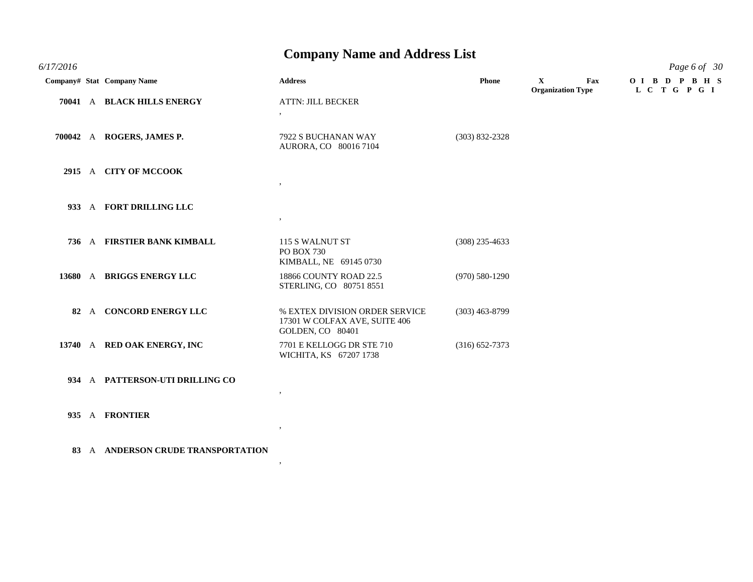# Company Name and Address List

*6/17/2016*

| Company# | Stat | Company Name | Address | Phone | X | Fax | Organization Type (OI L / IC / BT / DG / PP / BG / HI / S) |
|---|---|---|---|---|---|---|---|
| 70041 | A | **BLACK HILLS ENERGY** | ATTN: JILL BECKER<br>, | | | | |
| 700042 | A | **ROGERS, JAMES P.** | 7922 S BUCHANAN WAY<br>AURORA, CO 80016 7104 | (303) 832-2328 | | | |
| 2915 | A | **CITY OF MCCOOK** | , | | | | |
| 933 | A | **FORT DRILLING LLC** | , | | | | |
| 736 | A | **FIRSTIER BANK KIMBALL** | 115 S WALNUT ST<br>PO BOX 730<br>KIMBALL, NE 69145 0730 | (308) 235-4633 | | | |
| 13680 | A | **BRIGGS ENERGY LLC** | 18866 COUNTY ROAD 22.5<br>STERLING, CO 80751 8551 | (970) 580-1290 | | | |
| 82 | A | **CONCORD ENERGY LLC** | % EXTEX DIVISION ORDER SERVICE<br>17301 W COLFAX AVE, SUITE 406<br>GOLDEN, CO 80401 | (303) 463-8799 | | | |
| 13740 | A | **RED OAK ENERGY, INC** | 7701 E KELLOGG DR STE 710<br>WICHITA, KS 67207 1738 | (316) 652-7373 | | | |
| 934 | A | **PATTERSON-UTI DRILLING CO** | , | | | | |
| 935 | A | **FRONTIER** | , | | | | |
| 83 | A | **ANDERSON CRUDE TRANSPORTATION** | , | | | | |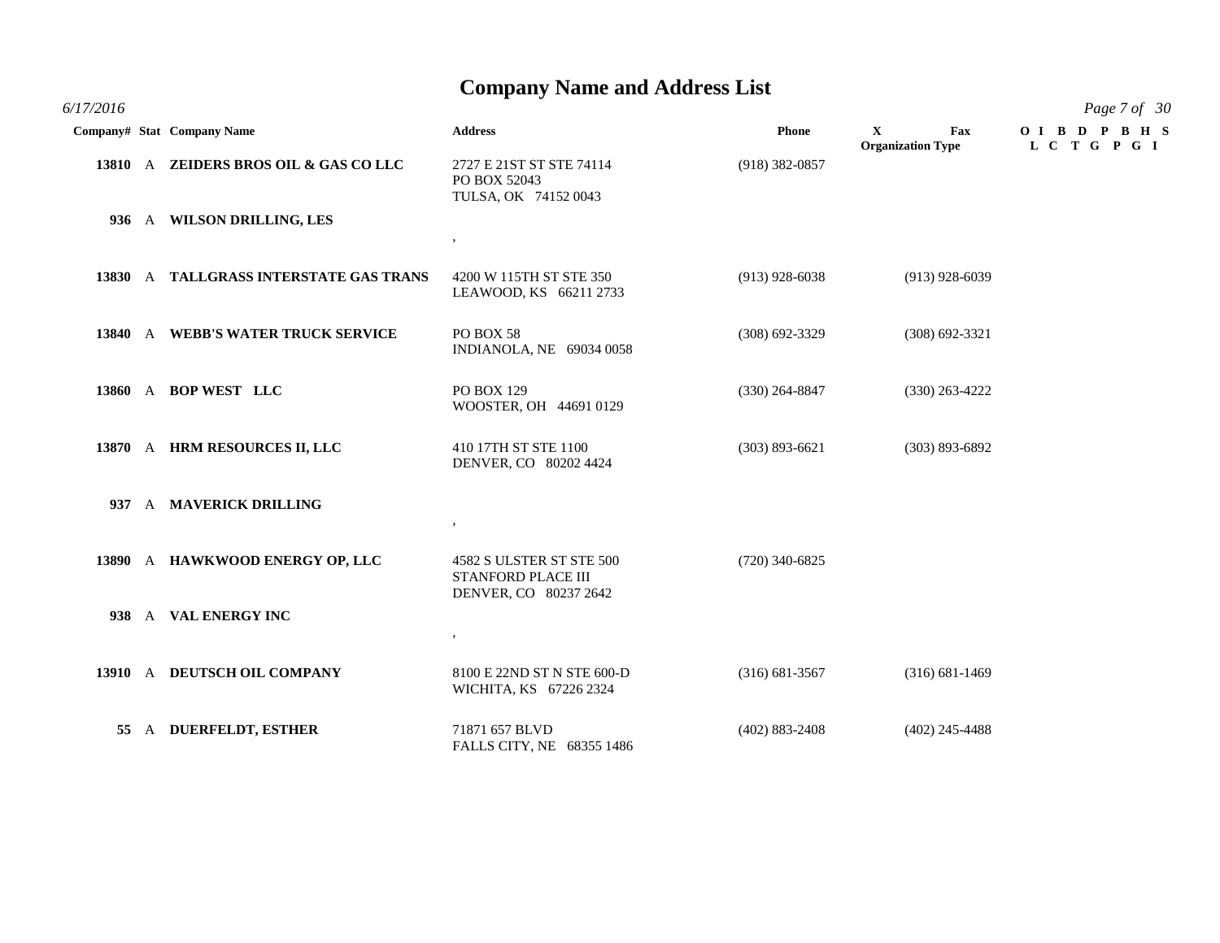# Company Name and Address List

*6/17/2016*

| Company# | Stat | Company Name | Address | Phone | X Organization Type | Fax | O L | I C | B T | D G | P P | B G | H I | S |
|---|---|---|---|---|---|---|---|---|---|---|---|---|---|---|
| 13810 | A | **ZEIDERS BROS OIL & GAS CO LLC** | 2727 E 21ST ST STE 74114<br>PO BOX 52043<br>TULSA, OK 74152 0043 | (918) 382-0857 | | | | | | | | | | |
| 936 | A | **WILSON DRILLING, LES** | , | | | | | | | | | | | |
| 13830 | A | **TALLGRASS INTERSTATE GAS TRANS** | 4200 W 115TH ST STE 350<br>LEAWOOD, KS 66211 2733 | (913) 928-6038 | | (913) 928-6039 | | | | | | | | |
| 13840 | A | **WEBB'S WATER TRUCK SERVICE** | PO BOX 58<br>INDIANOLA, NE 69034 0058 | (308) 692-3329 | | (308) 692-3321 | | | | | | | | |
| 13860 | A | **BOP WEST LLC** | PO BOX 129<br>WOOSTER, OH 44691 0129 | (330) 264-8847 | | (330) 263-4222 | | | | | | | | |
| 13870 | A | **HRM RESOURCES II, LLC** | 410 17TH ST STE 1100<br>DENVER, CO 80202 4424 | (303) 893-6621 | | (303) 893-6892 | | | | | | | | |
| 937 | A | **MAVERICK DRILLING** | , | | | | | | | | | | | |
| 13890 | A | **HAWKWOOD ENERGY OP, LLC** | 4582 S ULSTER ST STE 500<br>STANFORD PLACE III<br>DENVER, CO 80237 2642 | (720) 340-6825 | | | | | | | | | | |
| 938 | A | **VAL ENERGY INC** | , | | | | | | | | | | | |
| 13910 | A | **DEUTSCH OIL COMPANY** | 8100 E 22ND ST N STE 600-D<br>WICHITA, KS 67226 2324 | (316) 681-3567 | | (316) 681-1469 | | | | | | | | |
| 55 | A | **DUERFELDT, ESTHER** | 71871 657 BLVD<br>FALLS CITY, NE 68355 1486 | (402) 883-2408 | | (402) 245-4488 | | | | | | | | |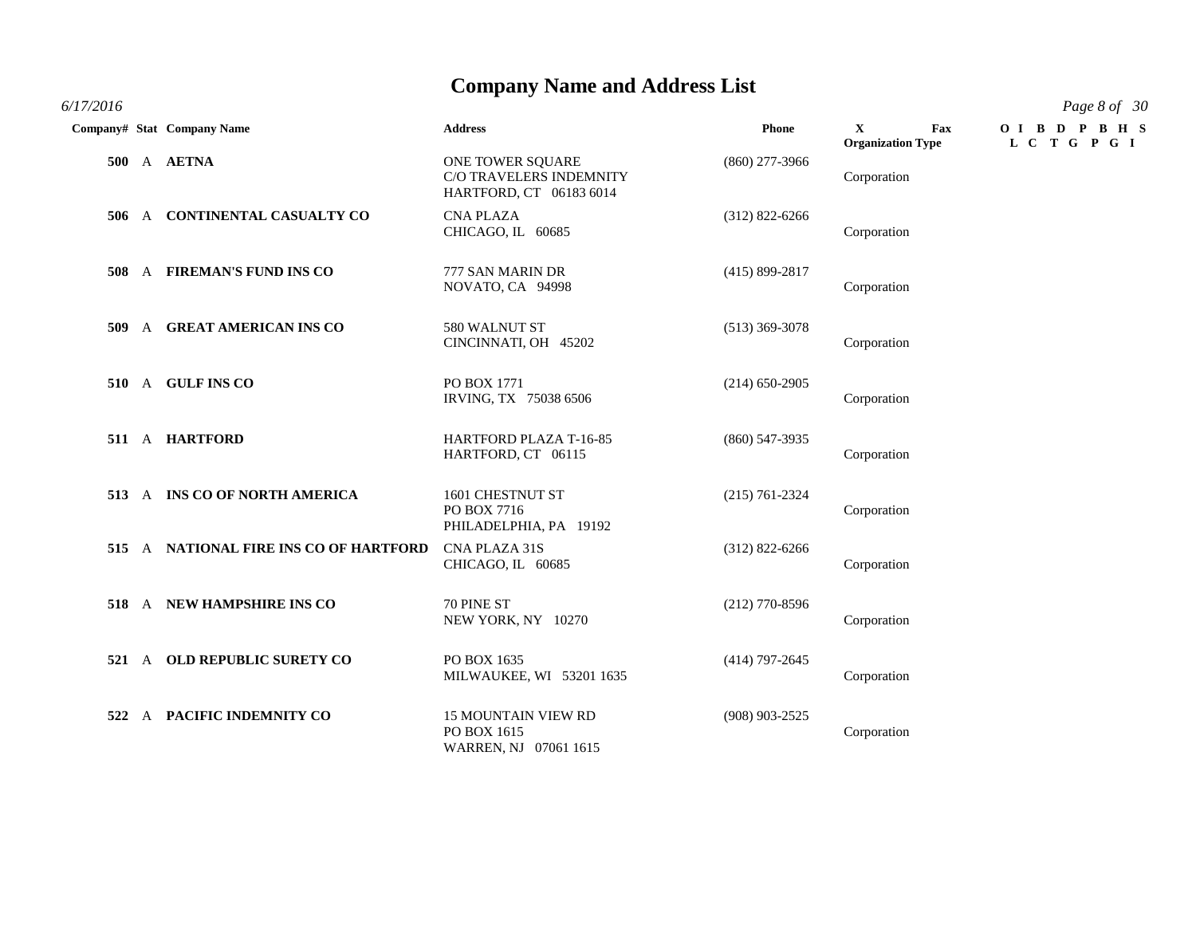# Company Name and Address List

6/17/2016

| Company# | Stat | Company Name | Address | Phone | X Organization Type | Fax | OL | IC | B | DT | PG | BP | HG | SI |
|---|---|---|---|---|---|---|---|---|---|---|---|---|---|---|
| **500** | A | **AETNA** | ONE TOWER SQUARE<br>C/O TRAVELERS INDEMNITY<br>HARTFORD, CT 06183 6014 | (860) 277-3966 | Corporation | | | | | | | | | |
| **506** | A | **CONTINENTAL CASUALTY CO** | CNA PLAZA<br>CHICAGO, IL 60685 | (312) 822-6266 | Corporation | | | | | | | | | |
| **508** | A | **FIREMAN'S FUND INS CO** | 777 SAN MARIN DR<br>NOVATO, CA 94998 | (415) 899-2817 | Corporation | | | | | | | | | |
| **509** | A | **GREAT AMERICAN INS CO** | 580 WALNUT ST<br>CINCINNATI, OH 45202 | (513) 369-3078 | Corporation | | | | | | | | | |
| **510** | A | **GULF INS CO** | PO BOX 1771<br>IRVING, TX 75038 6506 | (214) 650-2905 | Corporation | | | | | | | | | |
| **511** | A | **HARTFORD** | HARTFORD PLAZA T-16-85<br>HARTFORD, CT 06115 | (860) 547-3935 | Corporation | | | | | | | | | |
| **513** | A | **INS CO OF NORTH AMERICA** | 1601 CHESTNUT ST<br>PO BOX 7716<br>PHILADELPHIA, PA 19192 | (215) 761-2324 | Corporation | | | | | | | | | |
| **515** | A | **NATIONAL FIRE INS CO OF HARTFORD** | CNA PLAZA 31S<br>CHICAGO, IL 60685 | (312) 822-6266 | Corporation | | | | | | | | | |
| **518** | A | **NEW HAMPSHIRE INS CO** | 70 PINE ST<br>NEW YORK, NY 10270 | (212) 770-8596 | Corporation | | | | | | | | | |
| **521** | A | **OLD REPUBLIC SURETY CO** | PO BOX 1635<br>MILWAUKEE, WI 53201 1635 | (414) 797-2645 | Corporation | | | | | | | | | |
| **522** | A | **PACIFIC INDEMNITY CO** | 15 MOUNTAIN VIEW RD<br>PO BOX 1615<br>WARREN, NJ 07061 1615 | (908) 903-2525 | Corporation | | | | | | | | | |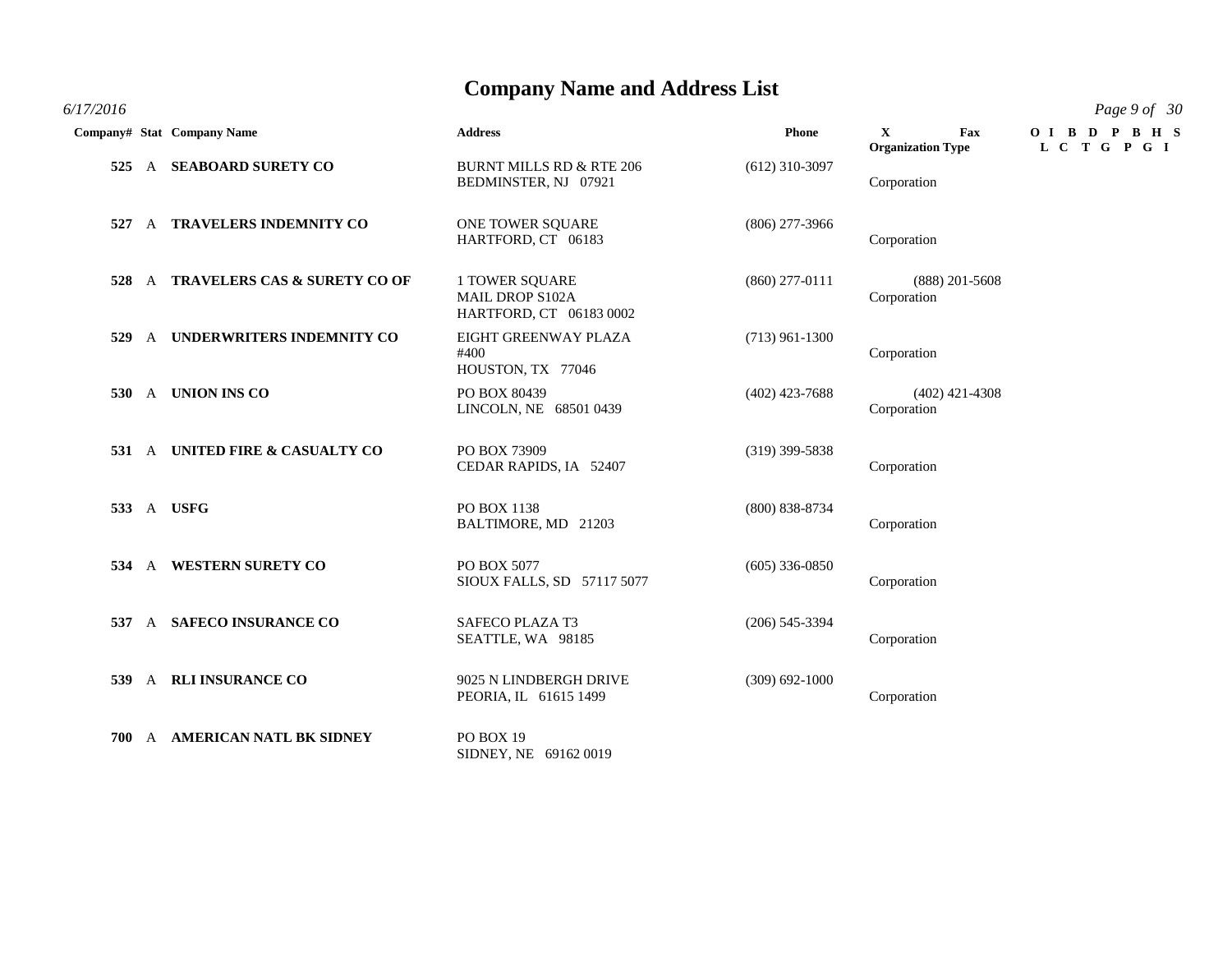# Company Name and Address List

*6/17/2016*

| Company# | Stat | Company Name | Address | Phone | X Fax / Organization Type | O L | I C | B T | D G | P P | B G | H I | S |
|---|---|---|---|---|---|---|---|---|---|---|---|---|---|
| **525** | A | **SEABOARD SURETY CO** | BURNT MILLS RD & RTE 206<br>BEDMINSTER, NJ 07921 | (612) 310-3097 | Corporation | | | | | | | | |
| **527** | A | **TRAVELERS INDEMNITY CO** | ONE TOWER SQUARE<br>HARTFORD, CT 06183 | (806) 277-3966 | Corporation | | | | | | | | |
| **528** | A | **TRAVELERS CAS & SURETY CO OF** | 1 TOWER SQUARE<br>MAIL DROP S102A<br>HARTFORD, CT 06183 0002 | (860) 277-0111 | (888) 201-5608<br>Corporation | | | | | | | | |
| **529** | A | **UNDERWRITERS INDEMNITY CO** | EIGHT GREENWAY PLAZA<br>#400<br>HOUSTON, TX 77046 | (713) 961-1300 | Corporation | | | | | | | | |
| **530** | A | **UNION INS CO** | PO BOX 80439<br>LINCOLN, NE 68501 0439 | (402) 423-7688 | (402) 421-4308<br>Corporation | | | | | | | | |
| **531** | A | **UNITED FIRE & CASUALTY CO** | PO BOX 73909<br>CEDAR RAPIDS, IA 52407 | (319) 399-5838 | Corporation | | | | | | | | |
| **533** | A | **USFG** | PO BOX 1138<br>BALTIMORE, MD 21203 | (800) 838-8734 | Corporation | | | | | | | | |
| **534** | A | **WESTERN SURETY CO** | PO BOX 5077<br>SIOUX FALLS, SD 57117 5077 | (605) 336-0850 | Corporation | | | | | | | | |
| **537** | A | **SAFECO INSURANCE CO** | SAFECO PLAZA T3<br>SEATTLE, WA 98185 | (206) 545-3394 | Corporation | | | | | | | | |
| **539** | A | **RLI INSURANCE CO** | 9025 N LINDBERGH DRIVE<br>PEORIA, IL 61615 1499 | (309) 692-1000 | Corporation | | | | | | | | |
| **700** | A | **AMERICAN NATL BK SIDNEY** | PO BOX 19<br>SIDNEY, NE 69162 0019 | | | | | | | | | | |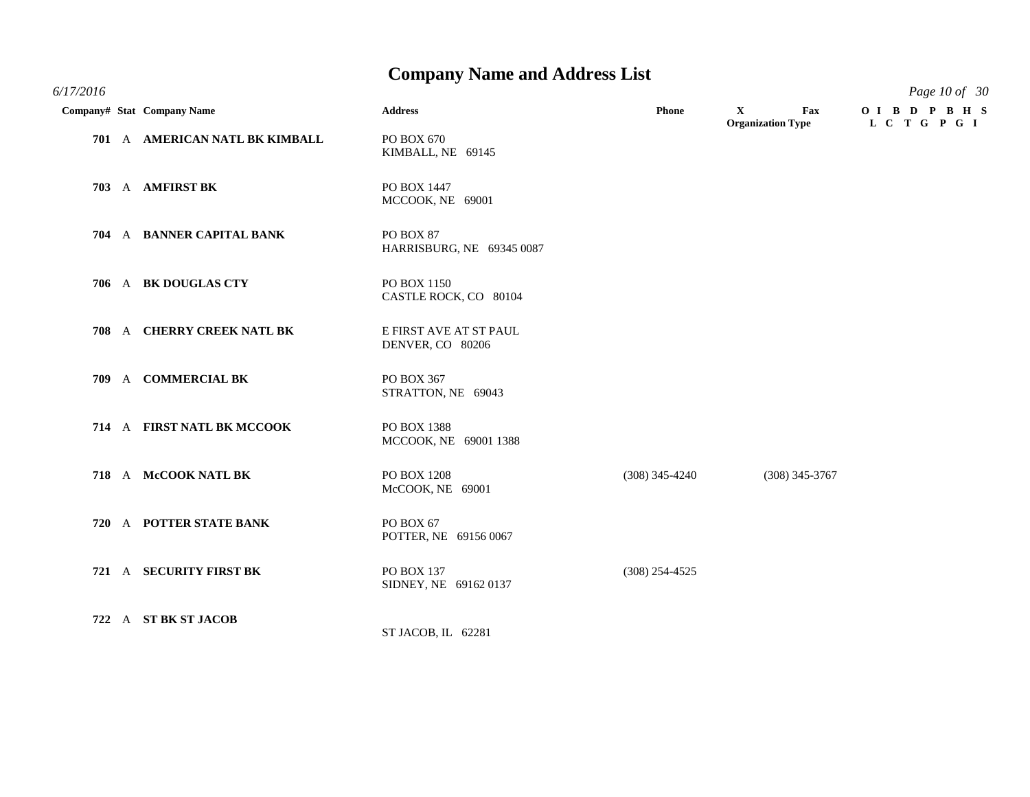# Company Name and Address List

*6/17/2016*

| Company# | Stat | Company Name | Address | Phone | X | Fax | Organization Type (O I B D P B H S / L C T G P G I) |
|---|---|---|---|---|---|---|---|
| 701 | A | AMERICAN NATL BK KIMBALL | PO BOX 670<br>KIMBALL, NE 69145 | | | | |
| 703 | A | AMFIRST BK | PO BOX 1447<br>MCCOOK, NE 69001 | | | | |
| 704 | A | BANNER CAPITAL BANK | PO BOX 87<br>HARRISBURG, NE 69345 0087 | | | | |
| 706 | A | BK DOUGLAS CTY | PO BOX 1150<br>CASTLE ROCK, CO 80104 | | | | |
| 708 | A | CHERRY CREEK NATL BK | E FIRST AVE AT ST PAUL<br>DENVER, CO 80206 | | | | |
| 709 | A | COMMERCIAL BK | PO BOX 367<br>STRATTON, NE 69043 | | | | |
| 714 | A | FIRST NATL BK MCCOOK | PO BOX 1388<br>MCCOOK, NE 69001 1388 | | | | |
| 718 | A | McCOOK NATL BK | PO BOX 1208<br>McCOOK, NE 69001 | (308) 345-4240 | | (308) 345-3767 | |
| 720 | A | POTTER STATE BANK | PO BOX 67<br>POTTER, NE 69156 0067 | | | | |
| 721 | A | SECURITY FIRST BK | PO BOX 137<br>SIDNEY, NE 69162 0137 | (308) 254-4525 | | | |
| 722 | A | ST BK ST JACOB | ST JACOB, IL 62281 | | | | |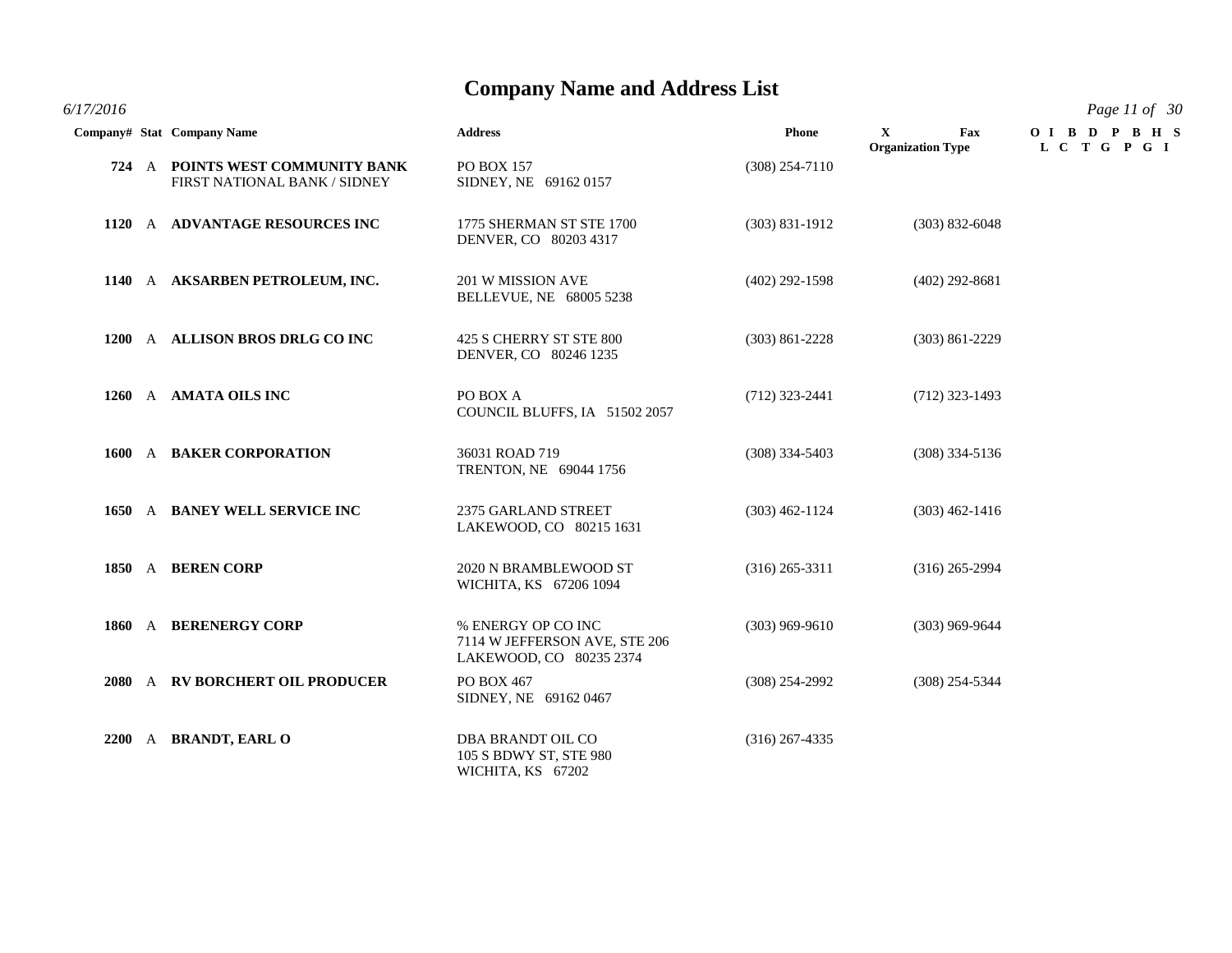# Company Name and Address List

*6/17/2016*

| Company# | Stat | Company Name | Address | Phone | X | Fax | Organization Type | O L | I C | B T | D G | P P | B G | H I | S |
|---|---|---|---|---|---|---|---|---|---|---|---|---|---|---|---|
| 724 | A | **POINTS WEST COMMUNITY BANK** FIRST NATIONAL BANK / SIDNEY | PO BOX 157 SIDNEY, NE 69162 0157 | (308) 254-7110 | | | | | | | | | | | |
| 1120 | A | **ADVANTAGE RESOURCES INC** | 1775 SHERMAN ST STE 1700 DENVER, CO 80203 4317 | (303) 831-1912 | | (303) 832-6048 | | | | | | | | | |
| 1140 | A | **AKSARBEN PETROLEUM, INC.** | 201 W MISSION AVE BELLEVUE, NE 68005 5238 | (402) 292-1598 | | (402) 292-8681 | | | | | | | | | |
| 1200 | A | **ALLISON BROS DRLG CO INC** | 425 S CHERRY ST STE 800 DENVER, CO 80246 1235 | (303) 861-2228 | | (303) 861-2229 | | | | | | | | | |
| 1260 | A | **AMATA OILS INC** | PO BOX A COUNCIL BLUFFS, IA 51502 2057 | (712) 323-2441 | | (712) 323-1493 | | | | | | | | | |
| 1600 | A | **BAKER CORPORATION** | 36031 ROAD 719 TRENTON, NE 69044 1756 | (308) 334-5403 | | (308) 334-5136 | | | | | | | | | |
| 1650 | A | **BANEY WELL SERVICE INC** | 2375 GARLAND STREET LAKEWOOD, CO 80215 1631 | (303) 462-1124 | | (303) 462-1416 | | | | | | | | | |
| 1850 | A | **BEREN CORP** | 2020 N BRAMBLEWOOD ST WICHITA, KS 67206 1094 | (316) 265-3311 | | (316) 265-2994 | | | | | | | | | |
| 1860 | A | **BERENERGY CORP** | % ENERGY OP CO INC 7114 W JEFFERSON AVE, STE 206 LAKEWOOD, CO 80235 2374 | (303) 969-9610 | | (303) 969-9644 | | | | | | | | | |
| 2080 | A | **RV BORCHERT OIL PRODUCER** | PO BOX 467 SIDNEY, NE 69162 0467 | (308) 254-2992 | | (308) 254-5344 | | | | | | | | | |
| 2200 | A | **BRANDT, EARL O** | DBA BRANDT OIL CO 105 S BDWY ST, STE 980 WICHITA, KS 67202 | (316) 267-4335 | | | | | | | | | | | |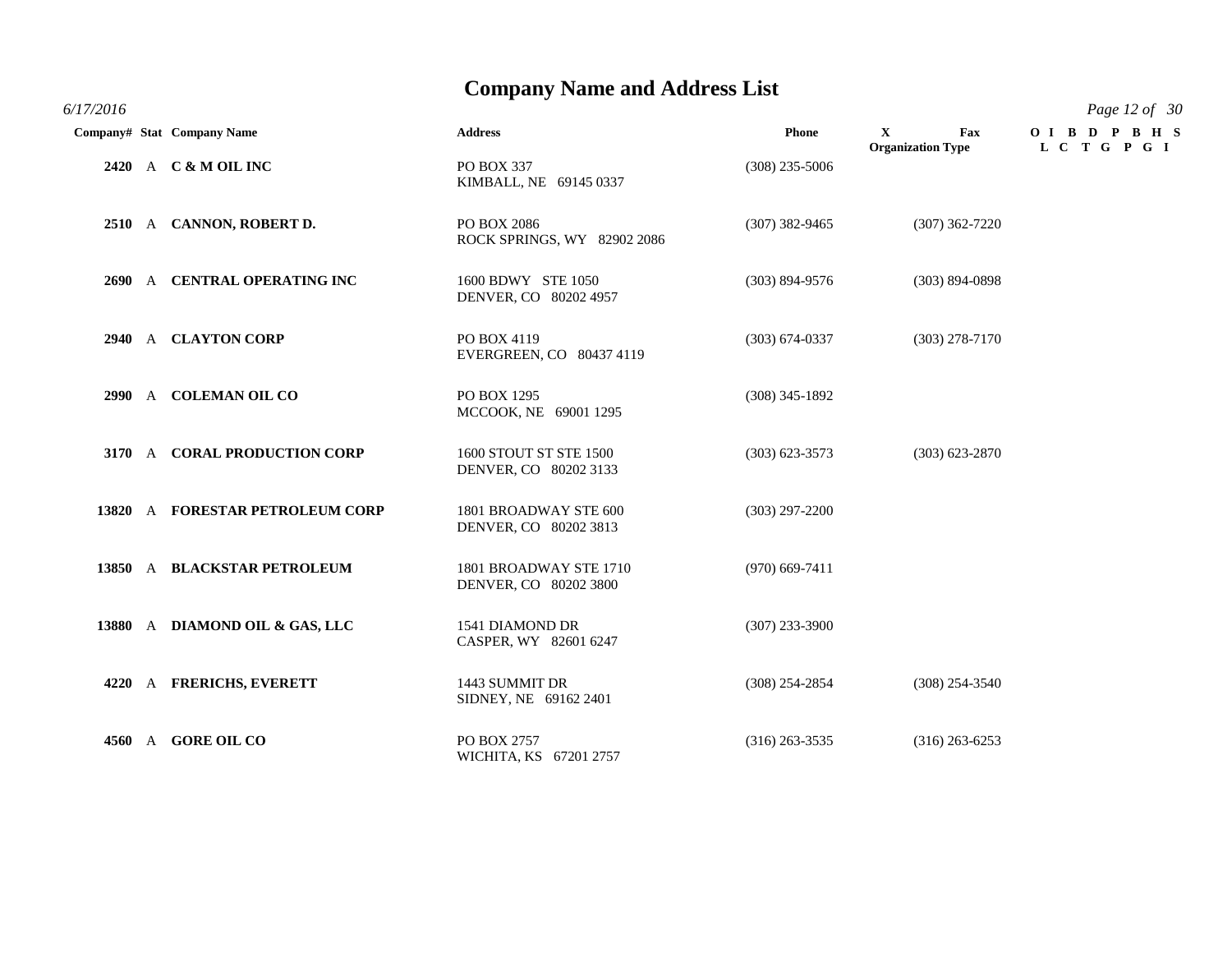# Company Name and Address List

*6/17/2016*

| Company# | Stat | Company Name | Address | Phone | X Organization Type | Fax | OIL | IC | BT | DG | PP | BG | HI | S |
|---|---|---|---|---|---|---|---|---|---|---|---|---|---|---|
| **2420** | A | **C & M OIL INC** | PO BOX 337<br>KIMBALL, NE 69145 0337 | (308) 235-5006 | | | | | | | | | | |
| **2510** | A | **CANNON, ROBERT D.** | PO BOX 2086<br>ROCK SPRINGS, WY 82902 2086 | (307) 382-9465 | | (307) 362-7220 | | | | | | | | |
| **2690** | A | **CENTRAL OPERATING INC** | 1600 BDWY STE 1050<br>DENVER, CO 80202 4957 | (303) 894-9576 | | (303) 894-0898 | | | | | | | | |
| **2940** | A | **CLAYTON CORP** | PO BOX 4119<br>EVERGREEN, CO 80437 4119 | (303) 674-0337 | | (303) 278-7170 | | | | | | | | |
| **2990** | A | **COLEMAN OIL CO** | PO BOX 1295<br>MCCOOK, NE 69001 1295 | (308) 345-1892 | | | | | | | | | | |
| **3170** | A | **CORAL PRODUCTION CORP** | 1600 STOUT ST STE 1500<br>DENVER, CO 80202 3133 | (303) 623-3573 | | (303) 623-2870 | | | | | | | | |
| **13820** | A | **FORESTAR PETROLEUM CORP** | 1801 BROADWAY STE 600<br>DENVER, CO 80202 3813 | (303) 297-2200 | | | | | | | | | | |
| **13850** | A | **BLACKSTAR PETROLEUM** | 1801 BROADWAY STE 1710<br>DENVER, CO 80202 3800 | (970) 669-7411 | | | | | | | | | | |
| **13880** | A | **DIAMOND OIL & GAS, LLC** | 1541 DIAMOND DR<br>CASPER, WY 82601 6247 | (307) 233-3900 | | | | | | | | | | |
| **4220** | A | **FRERICHS, EVERETT** | 1443 SUMMIT DR<br>SIDNEY, NE 69162 2401 | (308) 254-2854 | | (308) 254-3540 | | | | | | | | |
| **4560** | A | **GORE OIL CO** | PO BOX 2757<br>WICHITA, KS 67201 2757 | (316) 263-3535 | | (316) 263-6253 | | | | | | | | |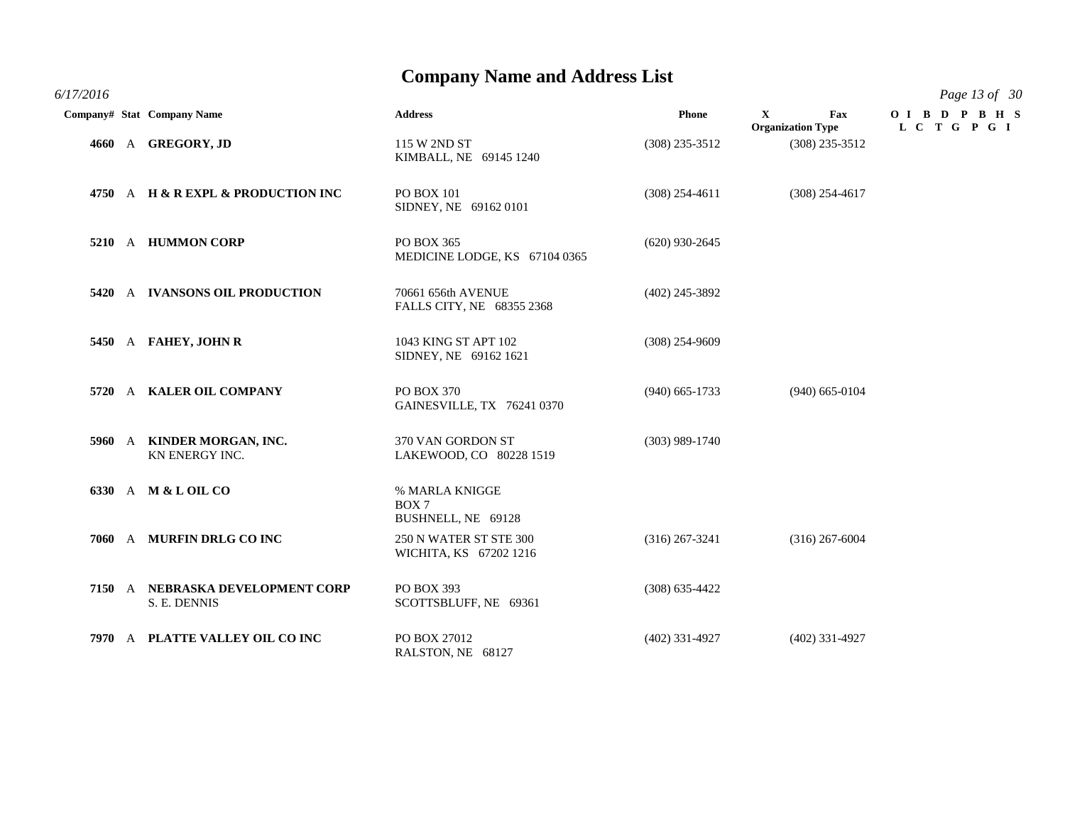# Company Name and Address List

6/17/2016

| Company# | Stat | Company Name | Address | Phone | X Organization Type | Fax | O L | I C | B T | D G | P P | B G | H I | S |
|---|---|---|---|---|---|---|---|---|---|---|---|---|---|---|
| 4660 | A | **GREGORY, JD** | 115 W 2ND ST<br>KIMBALL, NE 69145 1240 | (308) 235-3512 | | (308) 235-3512 | | | | | | | | |
| 4750 | A | **H & R EXPL & PRODUCTION INC** | PO BOX 101<br>SIDNEY, NE 69162 0101 | (308) 254-4611 | | (308) 254-4617 | | | | | | | | |
| 5210 | A | **HUMMON CORP** | PO BOX 365<br>MEDICINE LODGE, KS 67104 0365 | (620) 930-2645 | | | | | | | | | | |
| 5420 | A | **IVANSONS OIL PRODUCTION** | 70661 656th AVENUE<br>FALLS CITY, NE 68355 2368 | (402) 245-3892 | | | | | | | | | | |
| 5450 | A | **FAHEY, JOHN R** | 1043 KING ST APT 102<br>SIDNEY, NE 69162 1621 | (308) 254-9609 | | | | | | | | | | |
| 5720 | A | **KALER OIL COMPANY** | PO BOX 370<br>GAINESVILLE, TX 76241 0370 | (940) 665-1733 | | (940) 665-0104 | | | | | | | | |
| 5960 | A | **KINDER MORGAN, INC.**<br>KN ENERGY INC. | 370 VAN GORDON ST<br>LAKEWOOD, CO 80228 1519 | (303) 989-1740 | | | | | | | | | | |
| 6330 | A | **M & L OIL CO** | % MARLA KNIGGE<br>BOX 7<br>BUSHNELL, NE 69128 | | | | | | | | | | | |
| 7060 | A | **MURFIN DRLG CO INC** | 250 N WATER ST STE 300<br>WICHITA, KS 67202 1216 | (316) 267-3241 | | (316) 267-6004 | | | | | | | | |
| 7150 | A | **NEBRASKA DEVELOPMENT CORP**<br>S. E. DENNIS | PO BOX 393<br>SCOTTSBLUFF, NE 69361 | (308) 635-4422 | | | | | | | | | | |
| 7970 | A | **PLATTE VALLEY OIL CO INC** | PO BOX 27012<br>RALSTON, NE 68127 | (402) 331-4927 | | (402) 331-4927 | | | | | | | | |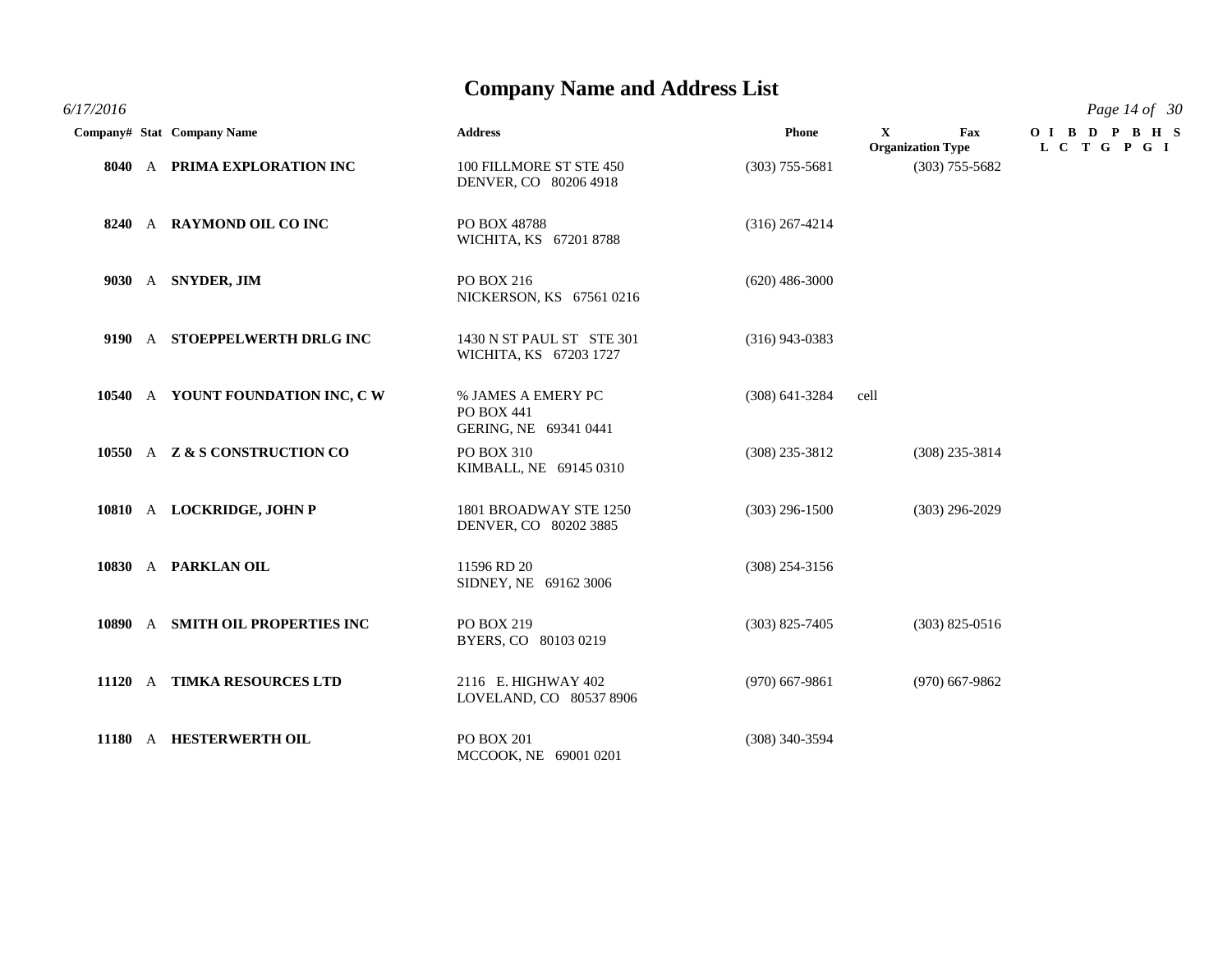# Company Name and Address List

*6/17/2016*

| Company# | Stat | Company Name | Address | Phone | X | Fax | O I L | B C | D T | P G | B P | H G | S I |
|---|---|---|---|---|---|---|---|---|---|---|---|---|---|
| | | | | | Organization Type | | | | | | | | |
| **8040** | A | **PRIMA EXPLORATION INC** | 100 FILLMORE ST STE 450<br>DENVER, CO 80206 4918 | (303) 755-5681 | | (303) 755-5682 | | | | | | | |
| **8240** | A | **RAYMOND OIL CO INC** | PO BOX 48788<br>WICHITA, KS 67201 8788 | (316) 267-4214 | | | | | | | | | |
| **9030** | A | **SNYDER, JIM** | PO BOX 216<br>NICKERSON, KS 67561 0216 | (620) 486-3000 | | | | | | | | | |
| **9190** | A | **STOEPPELWERTH DRLG INC** | 1430 N ST PAUL ST STE 301<br>WICHITA, KS 67203 1727 | (316) 943-0383 | | | | | | | | | |
| **10540** | A | **YOUNT FOUNDATION INC, C W** | % JAMES A EMERY PC<br>PO BOX 441<br>GERING, NE 69341 0441 | (308) 641-3284 | cell | | | | | | | | |
| **10550** | A | **Z & S CONSTRUCTION CO** | PO BOX 310<br>KIMBALL, NE 69145 0310 | (308) 235-3812 | | (308) 235-3814 | | | | | | | |
| **10810** | A | **LOCKRIDGE, JOHN P** | 1801 BROADWAY STE 1250<br>DENVER, CO 80202 3885 | (303) 296-1500 | | (303) 296-2029 | | | | | | | |
| **10830** | A | **PARKLAN OIL** | 11596 RD 20<br>SIDNEY, NE 69162 3006 | (308) 254-3156 | | | | | | | | | |
| **10890** | A | **SMITH OIL PROPERTIES INC** | PO BOX 219<br>BYERS, CO 80103 0219 | (303) 825-7405 | | (303) 825-0516 | | | | | | | |
| **11120** | A | **TIMKA RESOURCES LTD** | 2116 E. HIGHWAY 402<br>LOVELAND, CO 80537 8906 | (970) 667-9861 | | (970) 667-9862 | | | | | | | |
| **11180** | A | **HESTERWERTH OIL** | PO BOX 201<br>MCCOOK, NE 69001 0201 | (308) 340-3594 | | | | | | | | | |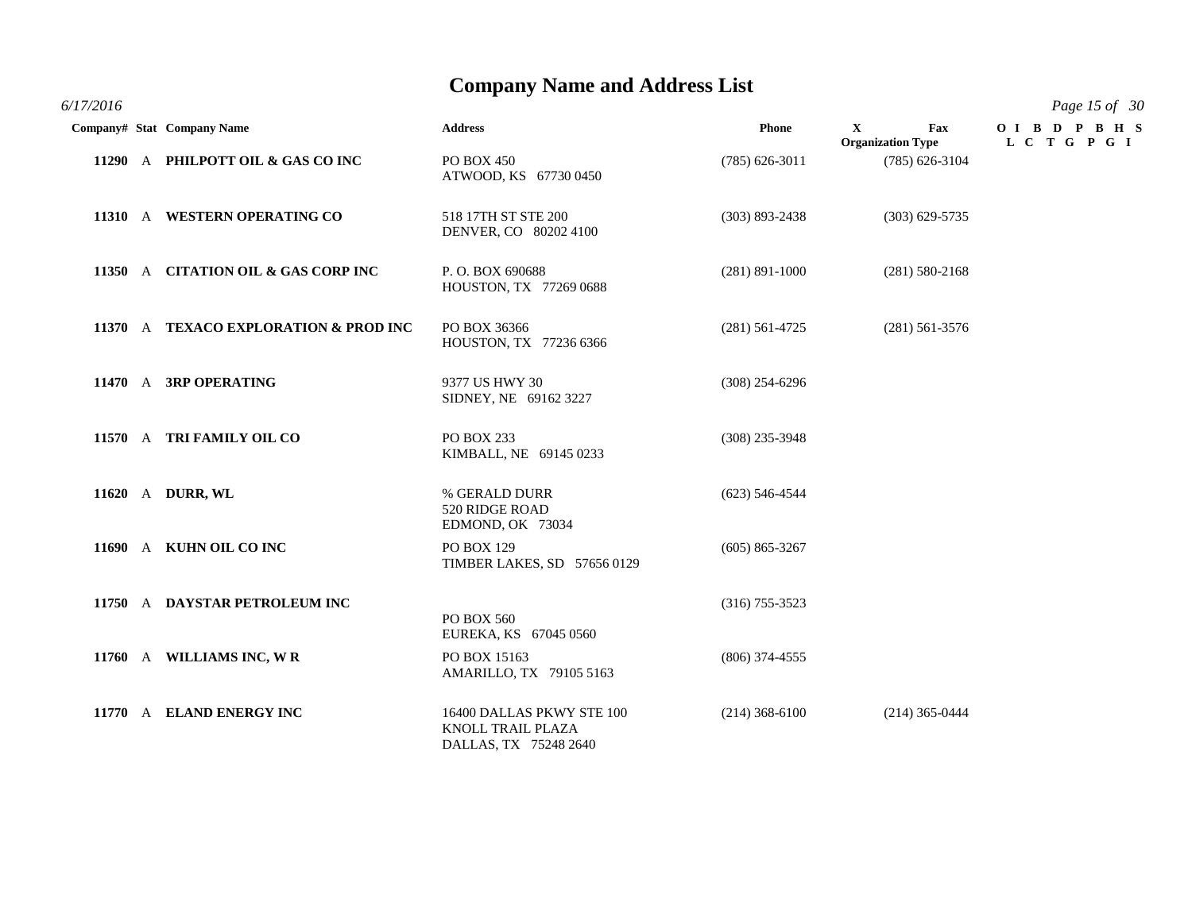# Company Name and Address List

6/17/2016

| Company# | Stat | Company Name | Address | Phone | X | Fax | O L | I C | B T | D G | P P | B G | H I | S |
|---|---|---|---|---|---|---|---|---|---|---|---|---|---|---|
| | | | | | Organization Type | | | | | | | | | |
| 11290 | A | **PHILPOTT OIL & GAS CO INC** | PO BOX 450<br>ATWOOD, KS 67730 0450 | (785) 626-3011 | | (785) 626-3104 | | | | | | | | |
| 11310 | A | **WESTERN OPERATING CO** | 518 17TH ST STE 200<br>DENVER, CO 80202 4100 | (303) 893-2438 | | (303) 629-5735 | | | | | | | | |
| 11350 | A | **CITATION OIL & GAS CORP INC** | P. O. BOX 690688<br>HOUSTON, TX 77269 0688 | (281) 891-1000 | | (281) 580-2168 | | | | | | | | |
| 11370 | A | **TEXACO EXPLORATION & PROD INC** | PO BOX 36366<br>HOUSTON, TX 77236 6366 | (281) 561-4725 | | (281) 561-3576 | | | | | | | | |
| 11470 | A | **3RP OPERATING** | 9377 US HWY 30<br>SIDNEY, NE 69162 3227 | (308) 254-6296 | | | | | | | | | | |
| 11570 | A | **TRI FAMILY OIL CO** | PO BOX 233<br>KIMBALL, NE 69145 0233 | (308) 235-3948 | | | | | | | | | | |
| 11620 | A | **DURR, WL** | % GERALD DURR<br>520 RIDGE ROAD<br>EDMOND, OK 73034 | (623) 546-4544 | | | | | | | | | | |
| 11690 | A | **KUHN OIL CO INC** | PO BOX 129<br>TIMBER LAKES, SD 57656 0129 | (605) 865-3267 | | | | | | | | | | |
| 11750 | A | **DAYSTAR PETROLEUM INC** | PO BOX 560<br>EUREKA, KS 67045 0560 | (316) 755-3523 | | | | | | | | | | |
| 11760 | A | **WILLIAMS INC, W R** | PO BOX 15163<br>AMARILLO, TX 79105 5163 | (806) 374-4555 | | | | | | | | | | |
| 11770 | A | **ELAND ENERGY INC** | 16400 DALLAS PKWY STE 100<br>KNOLL TRAIL PLAZA<br>DALLAS, TX 75248 2640 | (214) 368-6100 | | (214) 365-0444 | | | | | | | | |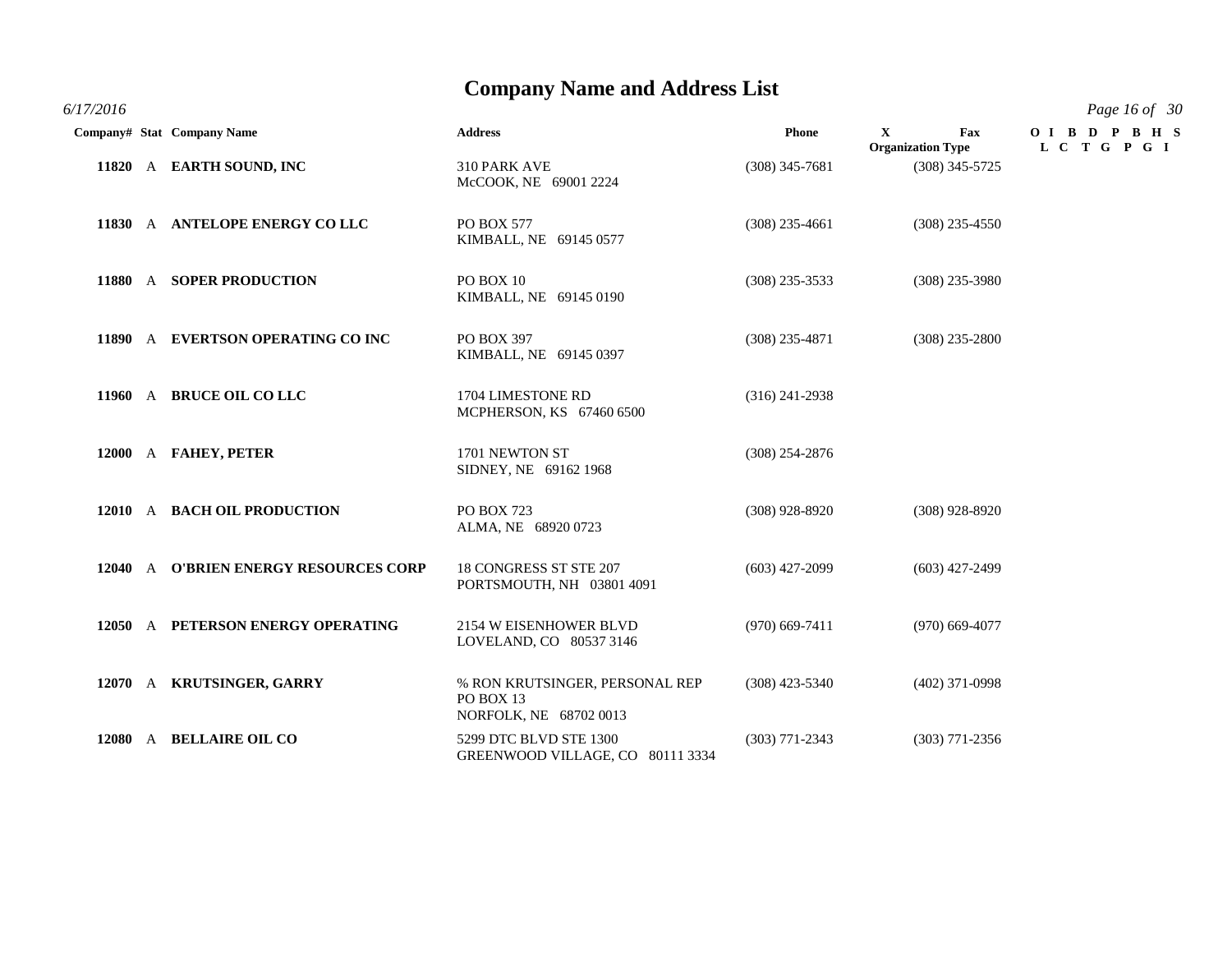# Company Name and Address List

*6/17/2016*

| Company# | Stat | Company Name | Address | Phone | X Organization Type | Fax | O I L | I C | B T | D G | P P | B G | H I | S |
|---|---|---|---|---|---|---|---|---|---|---|---|---|---|---|
| 11820 | A | **EARTH SOUND, INC** | 310 PARK AVE McCOOK, NE 69001 2224 | (308) 345-7681 | | (308) 345-5725 | | | | | | | | |
| 11830 | A | **ANTELOPE ENERGY CO LLC** | PO BOX 577 KIMBALL, NE 69145 0577 | (308) 235-4661 | | (308) 235-4550 | | | | | | | | |
| 11880 | A | **SOPER PRODUCTION** | PO BOX 10 KIMBALL, NE 69145 0190 | (308) 235-3533 | | (308) 235-3980 | | | | | | | | |
| 11890 | A | **EVERTSON OPERATING CO INC** | PO BOX 397 KIMBALL, NE 69145 0397 | (308) 235-4871 | | (308) 235-2800 | | | | | | | | |
| 11960 | A | **BRUCE OIL CO LLC** | 1704 LIMESTONE RD MCPHERSON, KS 67460 6500 | (316) 241-2938 | | | | | | | | | | |
| 12000 | A | **FAHEY, PETER** | 1701 NEWTON ST SIDNEY, NE 69162 1968 | (308) 254-2876 | | | | | | | | | | |
| 12010 | A | **BACH OIL PRODUCTION** | PO BOX 723 ALMA, NE 68920 0723 | (308) 928-8920 | | (308) 928-8920 | | | | | | | | |
| 12040 | A | **O'BRIEN ENERGY RESOURCES CORP** | 18 CONGRESS ST STE 207 PORTSMOUTH, NH 03801 4091 | (603) 427-2099 | | (603) 427-2499 | | | | | | | | |
| 12050 | A | **PETERSON ENERGY OPERATING** | 2154 W EISENHOWER BLVD LOVELAND, CO 80537 3146 | (970) 669-7411 | | (970) 669-4077 | | | | | | | | |
| 12070 | A | **KRUTSINGER, GARRY** | % RON KRUTSINGER, PERSONAL REP PO BOX 13 NORFOLK, NE 68702 0013 | (308) 423-5340 | | (402) 371-0998 | | | | | | | | |
| 12080 | A | **BELLAIRE OIL CO** | 5299 DTC BLVD STE 1300 GREENWOOD VILLAGE, CO 80111 3334 | (303) 771-2343 | | (303) 771-2356 | | | | | | | | |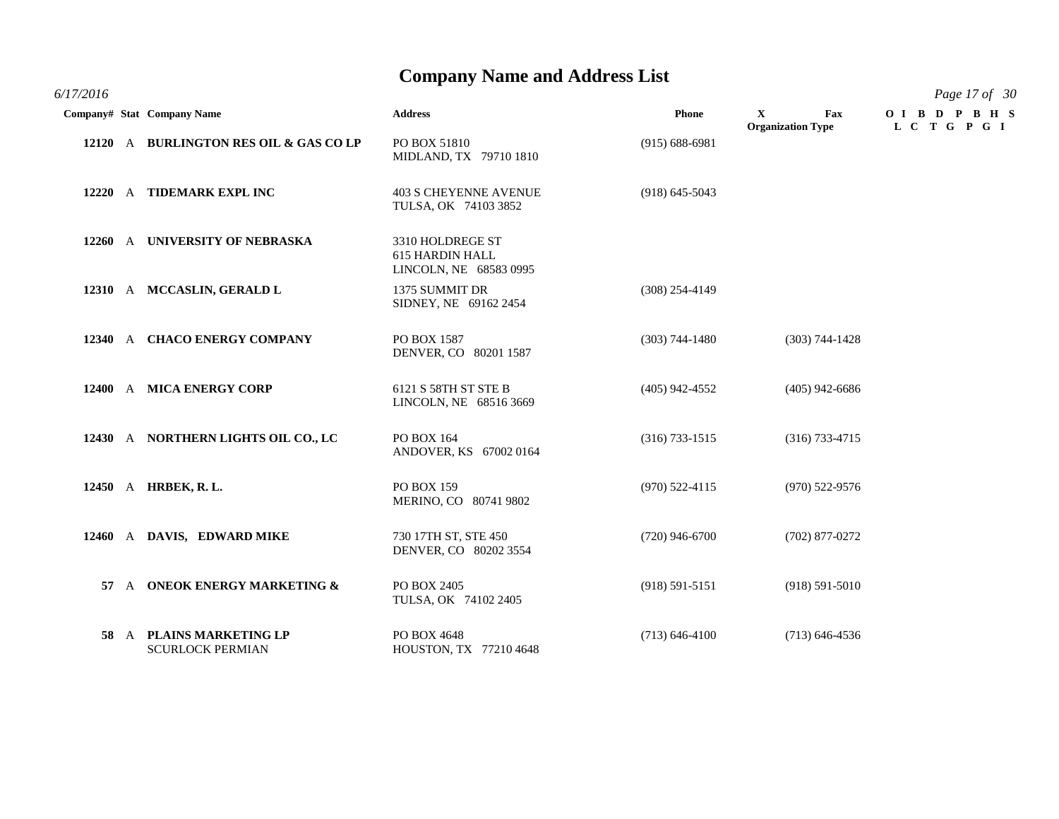# Company Name and Address List

*6/17/2016*

| Company# | Stat | Company Name | Address | Phone | X Organization Type | Fax | O I B D P B H S L C T G P G I |
|---|---|---|---|---|---|---|---|
| **12120** | A | **BURLINGTON RES OIL & GAS CO LP** | PO BOX 51810<br>MIDLAND, TX 79710 1810 | (915) 688-6981 | | | |
| **12220** | A | **TIDEMARK EXPL INC** | 403 S CHEYENNE AVENUE<br>TULSA, OK 74103 3852 | (918) 645-5043 | | | |
| **12260** | A | **UNIVERSITY OF NEBRASKA** | 3310 HOLDREGE ST<br>615 HARDIN HALL<br>LINCOLN, NE 68583 0995 | | | | |
| **12310** | A | **MCCASLIN, GERALD L** | 1375 SUMMIT DR<br>SIDNEY, NE 69162 2454 | (308) 254-4149 | | | |
| **12340** | A | **CHACO ENERGY COMPANY** | PO BOX 1587<br>DENVER, CO 80201 1587 | (303) 744-1480 | | (303) 744-1428 | |
| **12400** | A | **MICA ENERGY CORP** | 6121 S 58TH ST STE B<br>LINCOLN, NE 68516 3669 | (405) 942-4552 | | (405) 942-6686 | |
| **12430** | A | **NORTHERN LIGHTS OIL CO., LC** | PO BOX 164<br>ANDOVER, KS 67002 0164 | (316) 733-1515 | | (316) 733-4715 | |
| **12450** | A | **HRBEK, R. L.** | PO BOX 159<br>MERINO, CO 80741 9802 | (970) 522-4115 | | (970) 522-9576 | |
| **12460** | A | **DAVIS, EDWARD MIKE** | 730 17TH ST, STE 450<br>DENVER, CO 80202 3554 | (720) 946-6700 | | (702) 877-0272 | |
| **57** | A | **ONEOK ENERGY MARKETING &** | PO BOX 2405<br>TULSA, OK 74102 2405 | (918) 591-5151 | | (918) 591-5010 | |
| **58** | A | **PLAINS MARKETING LP**<br>SCURLOCK PERMIAN | PO BOX 4648<br>HOUSTON, TX 77210 4648 | (713) 646-4100 | | (713) 646-4536 | |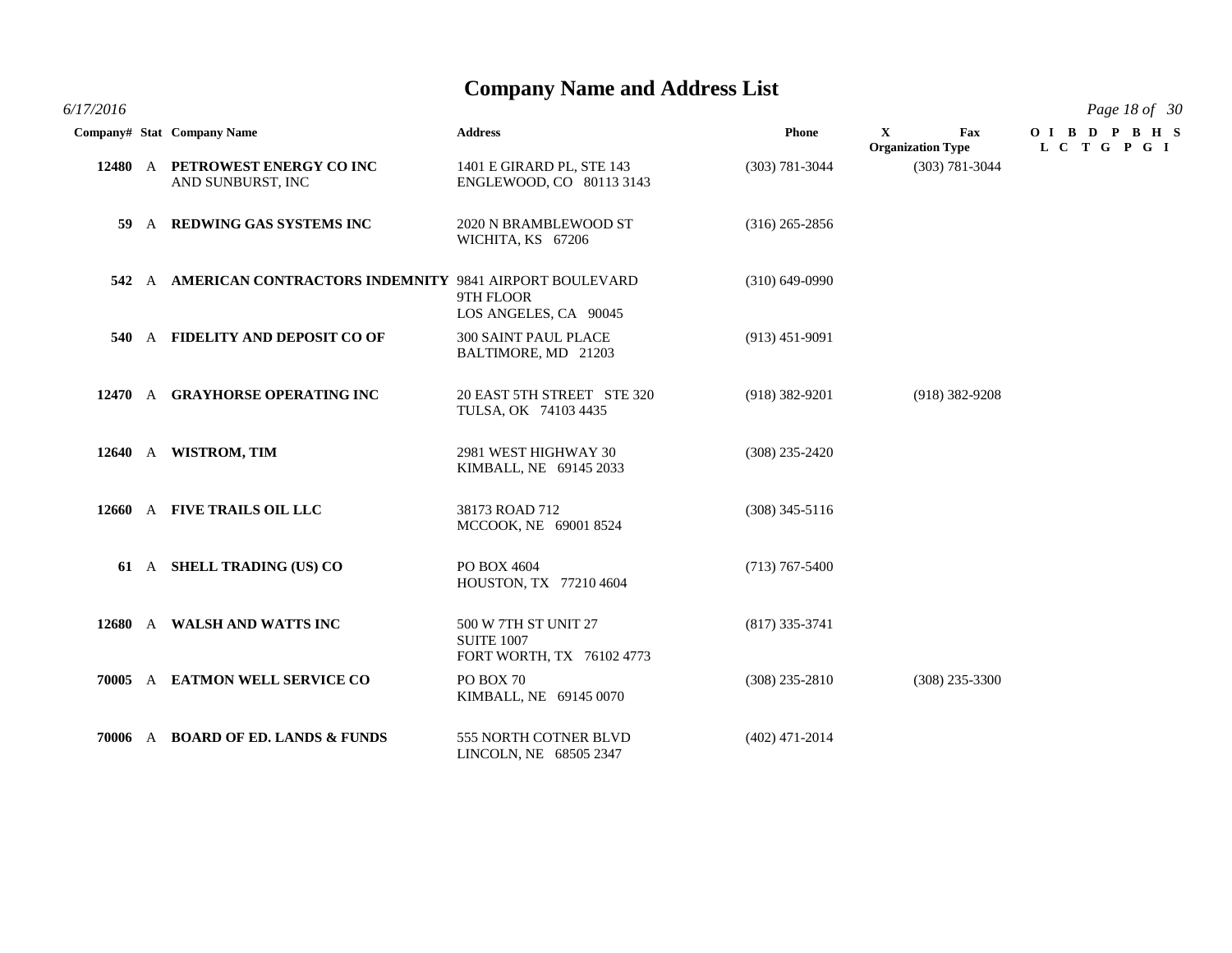# Company Name and Address List

*6/17/2016*

| Company# | Stat | Company Name | Address | Phone | X Organization Type | Fax | O L | I C | B T | D G | P P | B G | H I | S |
|---|---|---|---|---|---|---|---|---|---|---|---|---|---|---|
| **12480** | A | **PETROWEST ENERGY CO INC** AND SUNBURST, INC | 1401 E GIRARD PL, STE 143 ENGLEWOOD, CO 80113 3143 | (303) 781-3044 | | (303) 781-3044 | | | | | | | | |
| **59** | A | **REDWING GAS SYSTEMS INC** | 2020 N BRAMBLEWOOD ST WICHITA, KS 67206 | (316) 265-2856 | | | | | | | | | | |
| **542** | A | **AMERICAN CONTRACTORS INDEMNITY** | 9841 AIRPORT BOULEVARD 9TH FLOOR LOS ANGELES, CA 90045 | (310) 649-0990 | | | | | | | | | | |
| **540** | A | **FIDELITY AND DEPOSIT CO OF** | 300 SAINT PAUL PLACE BALTIMORE, MD 21203 | (913) 451-9091 | | | | | | | | | | |
| **12470** | A | **GRAYHORSE OPERATING INC** | 20 EAST 5TH STREET STE 320 TULSA, OK 74103 4435 | (918) 382-9201 | | (918) 382-9208 | | | | | | | | |
| **12640** | A | **WISTROM, TIM** | 2981 WEST HIGHWAY 30 KIMBALL, NE 69145 2033 | (308) 235-2420 | | | | | | | | | | |
| **12660** | A | **FIVE TRAILS OIL LLC** | 38173 ROAD 712 MCCOOK, NE 69001 8524 | (308) 345-5116 | | | | | | | | | | |
| **61** | A | **SHELL TRADING (US) CO** | PO BOX 4604 HOUSTON, TX 77210 4604 | (713) 767-5400 | | | | | | | | | | |
| **12680** | A | **WALSH AND WATTS INC** | 500 W 7TH ST UNIT 27 SUITE 1007 FORT WORTH, TX 76102 4773 | (817) 335-3741 | | | | | | | | | | |
| **70005** | A | **EATMON WELL SERVICE CO** | PO BOX 70 KIMBALL, NE 69145 0070 | (308) 235-2810 | | (308) 235-3300 | | | | | | | | |
| **70006** | A | **BOARD OF ED. LANDS & FUNDS** | 555 NORTH COTNER BLVD LINCOLN, NE 68505 2347 | (402) 471-2014 | | | | | | | | | | |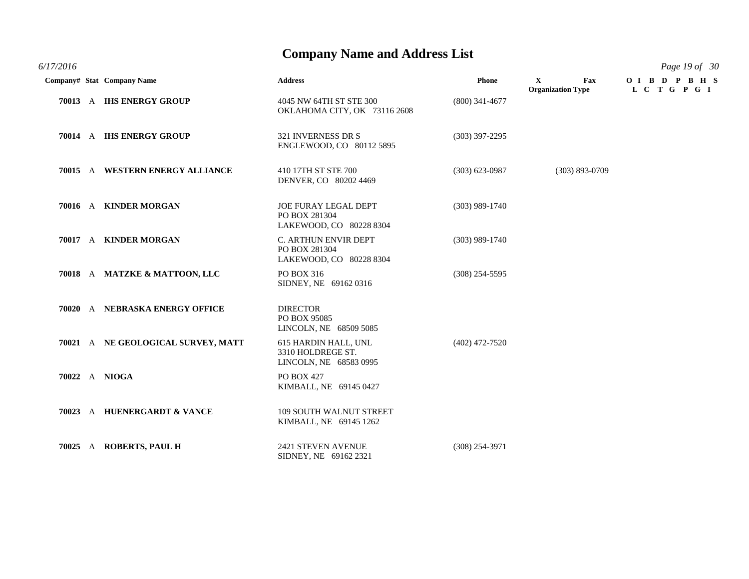# Company Name and Address List

6/17/2016

| Company# | Stat | Company Name | Address | Phone | X | Fax | Organization Type | O I L | I C | B T | D G | P P | B G | H I | S |
|---|---|---|---|---|---|---|---|---|---|---|---|---|---|---|---|
| 70013 | A | **IHS ENERGY GROUP** | 4045 NW 64TH ST STE 300<br>OKLAHOMA CITY, OK 73116 2608 | (800) 341-4677 | | | | | | | | | | | |
| 70014 | A | **IHS ENERGY GROUP** | 321 INVERNESS DR S<br>ENGLEWOOD, CO 80112 5895 | (303) 397-2295 | | | | | | | | | | | |
| 70015 | A | **WESTERN ENERGY ALLIANCE** | 410 17TH ST STE 700<br>DENVER, CO 80202 4469 | (303) 623-0987 | | (303) 893-0709 | | | | | | | | | |
| 70016 | A | **KINDER MORGAN** | JOE FURAY LEGAL DEPT<br>PO BOX 281304<br>LAKEWOOD, CO 80228 8304 | (303) 989-1740 | | | | | | | | | | | |
| 70017 | A | **KINDER MORGAN** | C. ARTHUN ENVIR DEPT<br>PO BOX 281304<br>LAKEWOOD, CO 80228 8304 | (303) 989-1740 | | | | | | | | | | | |
| 70018 | A | **MATZKE & MATTOON, LLC** | PO BOX 316<br>SIDNEY, NE 69162 0316 | (308) 254-5595 | | | | | | | | | | | |
| 70020 | A | **NEBRASKA ENERGY OFFICE** | DIRECTOR<br>PO BOX 95085<br>LINCOLN, NE 68509 5085 | | | | | | | | | | | | |
| 70021 | A | **NE GEOLOGICAL SURVEY, MATT** | 615 HARDIN HALL, UNL<br>3310 HOLDREGE ST.<br>LINCOLN, NE 68583 0995 | (402) 472-7520 | | | | | | | | | | | |
| 70022 | A | **NIOGA** | PO BOX 427<br>KIMBALL, NE 69145 0427 | | | | | | | | | | | | |
| 70023 | A | **HUENERGARDT & VANCE** | 109 SOUTH WALNUT STREET<br>KIMBALL, NE 69145 1262 | | | | | | | | | | | | |
| 70025 | A | **ROBERTS, PAUL H** | 2421 STEVEN AVENUE<br>SIDNEY, NE 69162 2321 | (308) 254-3971 | | | | | | | | | | | |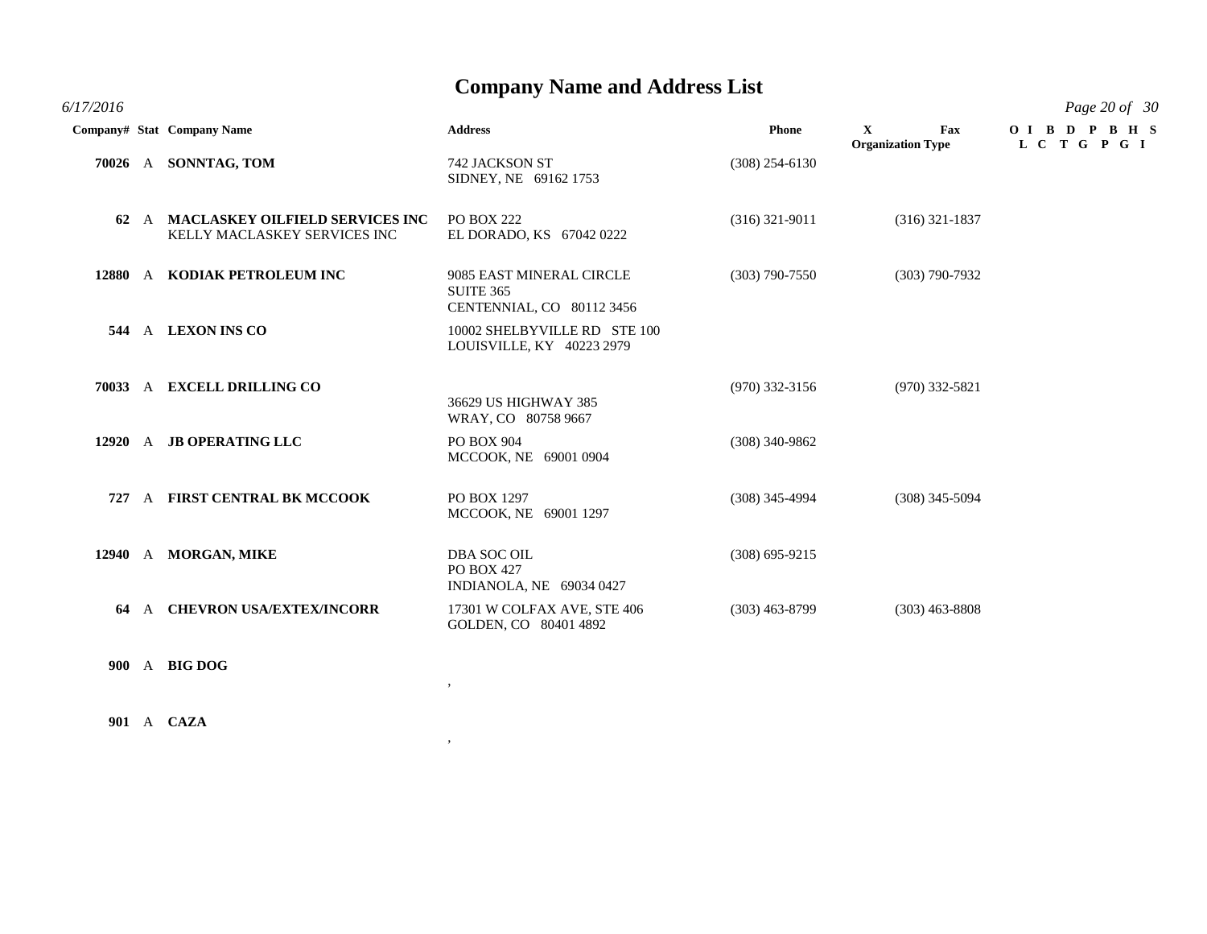# Company Name and Address List

*6/17/2016*

| Company# | Stat | Company Name | Address | Phone | X Organization Type | Fax | O L | I C | B T | D G | P P | B G | H I | S |
|---|---|---|---|---|---|---|---|---|---|---|---|---|---|---|
| 70026 | A | **SONNTAG, TOM** | 742 JACKSON ST<br>SIDNEY, NE 69162 1753 | (308) 254-6130 | | | | | | | | | | |
| 62 | A | **MACLASKEY OILFIELD SERVICES INC**<br>KELLY MACLASKEY SERVICES INC | PO BOX 222<br>EL DORADO, KS 67042 0222 | (316) 321-9011 | | (316) 321-1837 | | | | | | | | |
| 12880 | A | **KODIAK PETROLEUM INC** | 9085 EAST MINERAL CIRCLE<br>SUITE 365<br>CENTENNIAL, CO 80112 3456 | (303) 790-7550 | | (303) 790-7932 | | | | | | | | |
| 544 | A | **LEXON INS CO** | 10002 SHELBYVILLE RD STE 100<br>LOUISVILLE, KY 40223 2979 | | | | | | | | | | | |
| 70033 | A | **EXCELL DRILLING CO** | 36629 US HIGHWAY 385<br>WRAY, CO 80758 9667 | (970) 332-3156 | | (970) 332-5821 | | | | | | | | |
| 12920 | A | **JB OPERATING LLC** | PO BOX 904<br>MCCOOK, NE 69001 0904 | (308) 340-9862 | | | | | | | | | | |
| 727 | A | **FIRST CENTRAL BK MCCOOK** | PO BOX 1297<br>MCCOOK, NE 69001 1297 | (308) 345-4994 | | (308) 345-5094 | | | | | | | | |
| 12940 | A | **MORGAN, MIKE** | DBA SOC OIL<br>PO BOX 427<br>INDIANOLA, NE 69034 0427 | (308) 695-9215 | | | | | | | | | | |
| 64 | A | **CHEVRON USA/EXTEX/INCORR** | 17301 W COLFAX AVE, STE 406<br>GOLDEN, CO 80401 4892 | (303) 463-8799 | | (303) 463-8808 | | | | | | | | |
| 900 | A | **BIG DOG** | , | | | | | | | | | | | |
| 901 | A | **CAZA** | , | | | | | | | | | | | |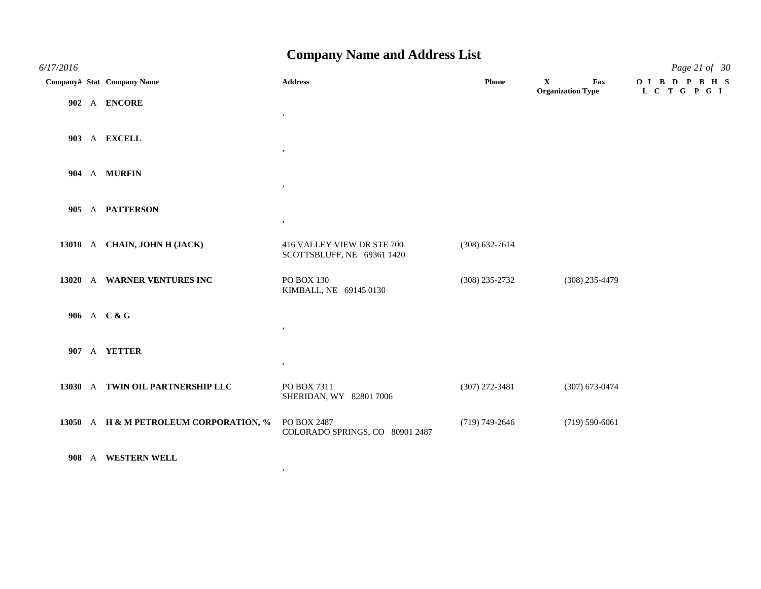# Company Name and Address List

*6/17/2016*

| Company# | Stat | Company Name | Address | Phone | X | Fax | O L | I C | B | D T | P G | B P | H G | S I |
|---|---|---|---|---|---|---|---|---|---|---|---|---|---|---|
| | | | | | Organization Type | | | | | | | | | |
| 902 | A | **ENCORE** | , | | | | | | | | | | | |
| 903 | A | **EXCELL** | , | | | | | | | | | | | |
| 904 | A | **MURFIN** | , | | | | | | | | | | | |
| 905 | A | **PATTERSON** | , | | | | | | | | | | | |
| 13010 | A | **CHAIN, JOHN H (JACK)** | 416 VALLEY VIEW DR STE 700<br>SCOTTSBLUFF, NE 69361 1420 | (308) 632-7614 | | | | | | | | | | |
| 13020 | A | **WARNER VENTURES INC** | PO BOX 130<br>KIMBALL, NE 69145 0130 | (308) 235-2732 | | (308) 235-4479 | | | | | | | | |
| 906 | A | **C & G** | , | | | | | | | | | | | |
| 907 | A | **YETTER** | , | | | | | | | | | | | |
| 13030 | A | **TWIN OIL PARTNERSHIP LLC** | PO BOX 7311<br>SHERIDAN, WY 82801 7006 | (307) 272-3481 | | (307) 673-0474 | | | | | | | | |
| 13050 | A | **H & M PETROLEUM CORPORATION, %** | PO BOX 2487<br>COLORADO SPRINGS, CO 80901 2487 | (719) 749-2646 | | (719) 590-6061 | | | | | | | | |
| 908 | A | **WESTERN WELL** | , | | | | | | | | | | | |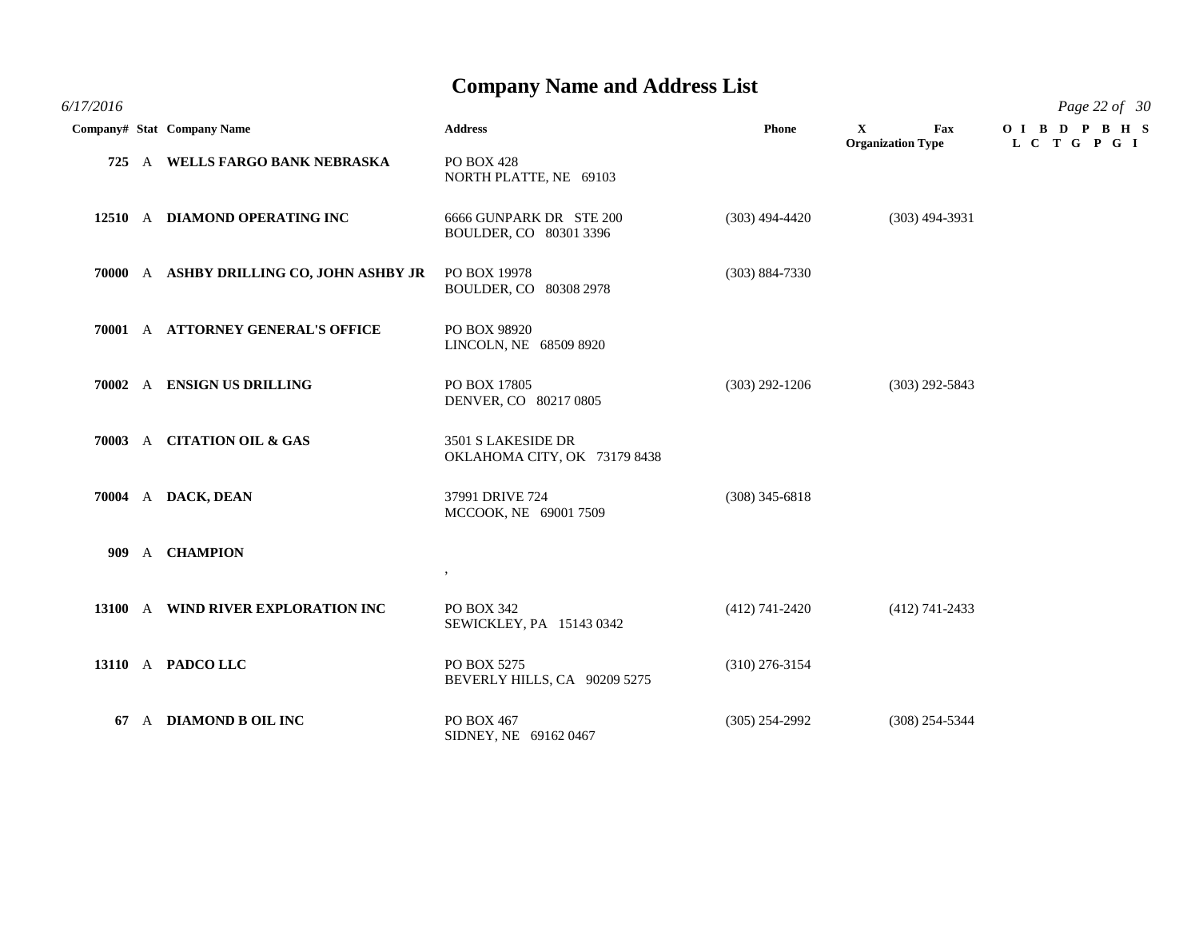# Company Name and Address List

6/17/2016

| Company# | Stat | Company Name | Address | Phone | X Organization Type | Fax | O L | I C | B T | D G | P P | B G | H I | S |
|---|---|---|---|---|---|---|---|---|---|---|---|---|---|---|
| 725 | A | **WELLS FARGO BANK NEBRASKA** | PO BOX 428<br>NORTH PLATTE, NE 69103 | | | | | | | | | | | |
| 12510 | A | **DIAMOND OPERATING INC** | 6666 GUNPARK DR STE 200<br>BOULDER, CO 80301 3396 | (303) 494-4420 | | (303) 494-3931 | | | | | | | | |
| 70000 | A | **ASHBY DRILLING CO, JOHN ASHBY JR** | PO BOX 19978<br>BOULDER, CO 80308 2978 | (303) 884-7330 | | | | | | | | | | |
| 70001 | A | **ATTORNEY GENERAL'S OFFICE** | PO BOX 98920<br>LINCOLN, NE 68509 8920 | | | | | | | | | | | |
| 70002 | A | **ENSIGN US DRILLING** | PO BOX 17805<br>DENVER, CO 80217 0805 | (303) 292-1206 | | (303) 292-5843 | | | | | | | | |
| 70003 | A | **CITATION OIL & GAS** | 3501 S LAKESIDE DR<br>OKLAHOMA CITY, OK 73179 8438 | | | | | | | | | | | |
| 70004 | A | **DACK, DEAN** | 37991 DRIVE 724<br>MCCOOK, NE 69001 7509 | (308) 345-6818 | | | | | | | | | | |
| 909 | A | **CHAMPION** | , | | | | | | | | | | | |
| 13100 | A | **WIND RIVER EXPLORATION INC** | PO BOX 342<br>SEWICKLEY, PA 15143 0342 | (412) 741-2420 | | (412) 741-2433 | | | | | | | | |
| 13110 | A | **PADCO LLC** | PO BOX 5275<br>BEVERLY HILLS, CA 90209 5275 | (310) 276-3154 | | | | | | | | | | |
| 67 | A | **DIAMOND B OIL INC** | PO BOX 467<br>SIDNEY, NE 69162 0467 | (305) 254-2992 | | (308) 254-5344 | | | | | | | | |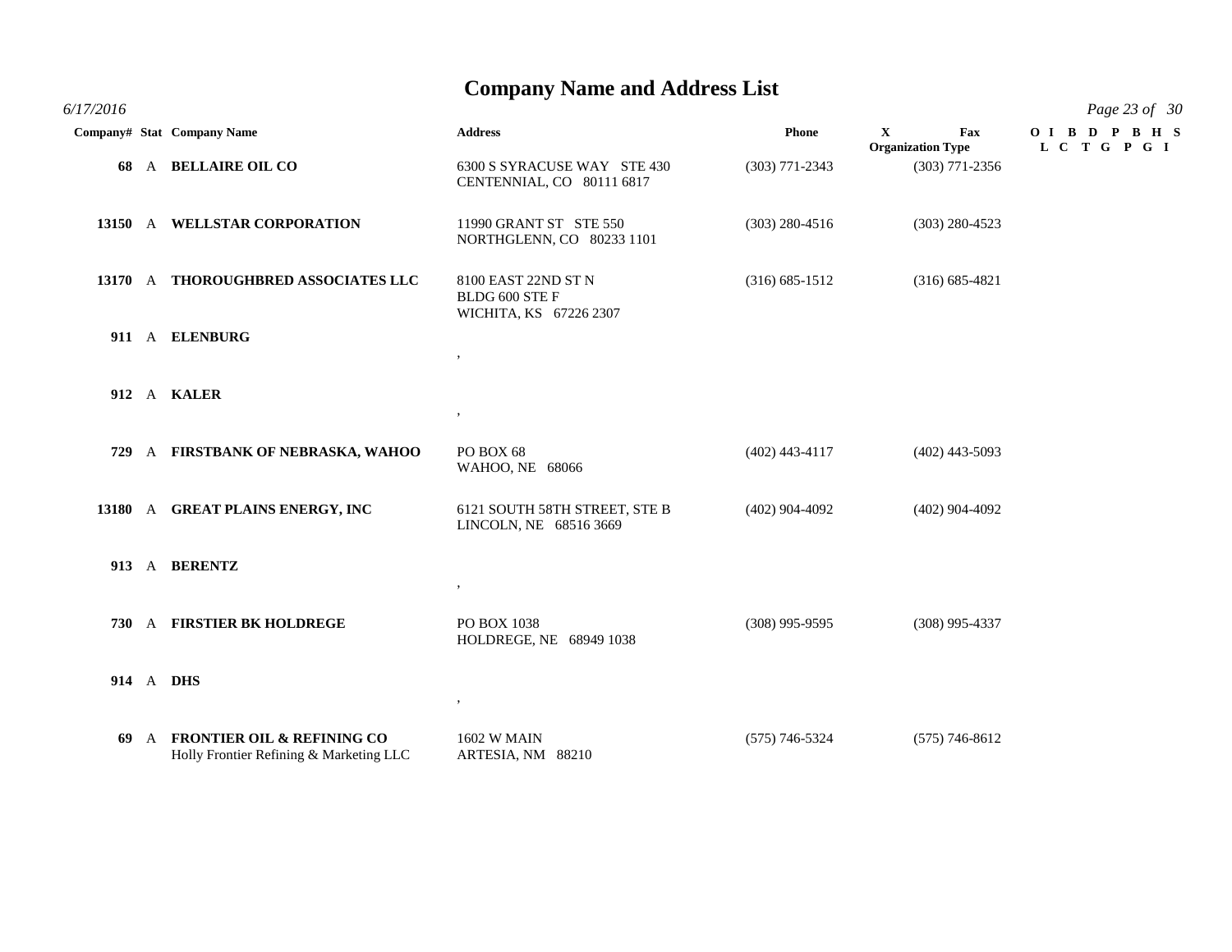# Company Name and Address List

6/17/2016

| Company# | Stat | Company Name | Address | Phone | X Organization Type | Fax | O L | I C | B T | D G | P P | B G | H I | S |
|---|---|---|---|---|---|---|---|---|---|---|---|---|---|---|
| 68 | A | **BELLAIRE OIL CO** | 6300 S SYRACUSE WAY STE 430<br>CENTENNIAL, CO 80111 6817 | (303) 771-2343 | | (303) 771-2356 | | | | | | | | |
| 13150 | A | **WELLSTAR CORPORATION** | 11990 GRANT ST STE 550<br>NORTHGLENN, CO 80233 1101 | (303) 280-4516 | | (303) 280-4523 | | | | | | | | |
| 13170 | A | **THOROUGHBRED ASSOCIATES LLC** | 8100 EAST 22ND ST N<br>BLDG 600 STE F<br>WICHITA, KS 67226 2307 | (316) 685-1512 | | (316) 685-4821 | | | | | | | | |
| 911 | A | **ELENBURG** | , | | | | | | | | | | | |
| 912 | A | **KALER** | , | | | | | | | | | | | |
| 729 | A | **FIRSTBANK OF NEBRASKA, WAHOO** | PO BOX 68<br>WAHOO, NE 68066 | (402) 443-4117 | | (402) 443-5093 | | | | | | | | |
| 13180 | A | **GREAT PLAINS ENERGY, INC** | 6121 SOUTH 58TH STREET, STE B<br>LINCOLN, NE 68516 3669 | (402) 904-4092 | | (402) 904-4092 | | | | | | | | |
| 913 | A | **BERENTZ** | , | | | | | | | | | | | |
| 730 | A | **FIRSTIER BK HOLDREGE** | PO BOX 1038<br>HOLDREGE, NE 68949 1038 | (308) 995-9595 | | (308) 995-4337 | | | | | | | | |
| 914 | A | **DHS** | , | | | | | | | | | | | |
| 69 | A | **FRONTIER OIL & REFINING CO**<br>Holly Frontier Refining & Marketing LLC | 1602 W MAIN<br>ARTESIA, NM 88210 | (575) 746-5324 | | (575) 746-8612 | | | | | | | | |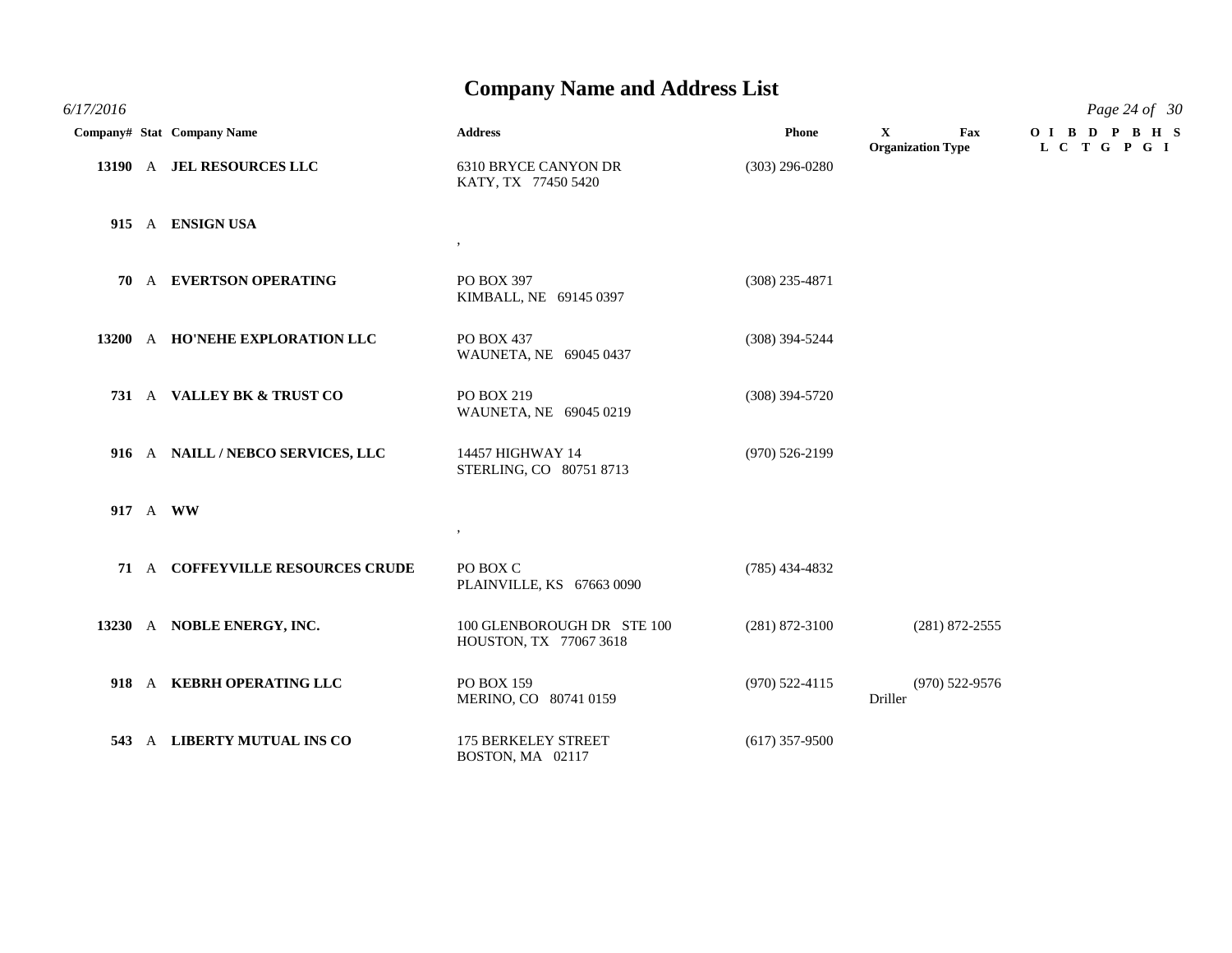# Company Name and Address List

*6/17/2016*

| Company# | Stat | Company Name | Address | Phone | X | Fax | Organization Type | O I L | I C | B | D T | P G | B P | H G | S I |
|---|---|---|---|---|---|---|---|---|---|---|---|---|---|---|---|
| 13190 | A | **JEL RESOURCES LLC** | 6310 BRYCE CANYON DR<br>KATY, TX 77450 5420 | (303) 296-0280 | | | | | | | | | | | |
| 915 | A | **ENSIGN USA** | , | | | | | | | | | | | | |
| 70 | A | **EVERTSON OPERATING** | PO BOX 397<br>KIMBALL, NE 69145 0397 | (308) 235-4871 | | | | | | | | | | | |
| 13200 | A | **HO'NEHE EXPLORATION LLC** | PO BOX 437<br>WAUNETA, NE 69045 0437 | (308) 394-5244 | | | | | | | | | | | |
| 731 | A | **VALLEY BK & TRUST CO** | PO BOX 219<br>WAUNETA, NE 69045 0219 | (308) 394-5720 | | | | | | | | | | | |
| 916 | A | **NAILL / NEBCO SERVICES, LLC** | 14457 HIGHWAY 14<br>STERLING, CO 80751 8713 | (970) 526-2199 | | | | | | | | | | | |
| 917 | A | **WW** | , | | | | | | | | | | | | |
| 71 | A | **COFFEYVILLE RESOURCES CRUDE** | PO BOX C<br>PLAINVILLE, KS 67663 0090 | (785) 434-4832 | | | | | | | | | | | |
| 13230 | A | **NOBLE ENERGY, INC.** | 100 GLENBOROUGH DR STE 100<br>HOUSTON, TX 77067 3618 | (281) 872-3100 | | (281) 872-2555 | | | | | | | | | |
| 918 | A | **KEBRH OPERATING LLC** | PO BOX 159<br>MERINO, CO 80741 0159 | (970) 522-4115 | | (970) 522-9576 | Driller | | | | | | | | |
| 543 | A | **LIBERTY MUTUAL INS CO** | 175 BERKELEY STREET<br>BOSTON, MA 02117 | (617) 357-9500 | | | | | | | | | | | |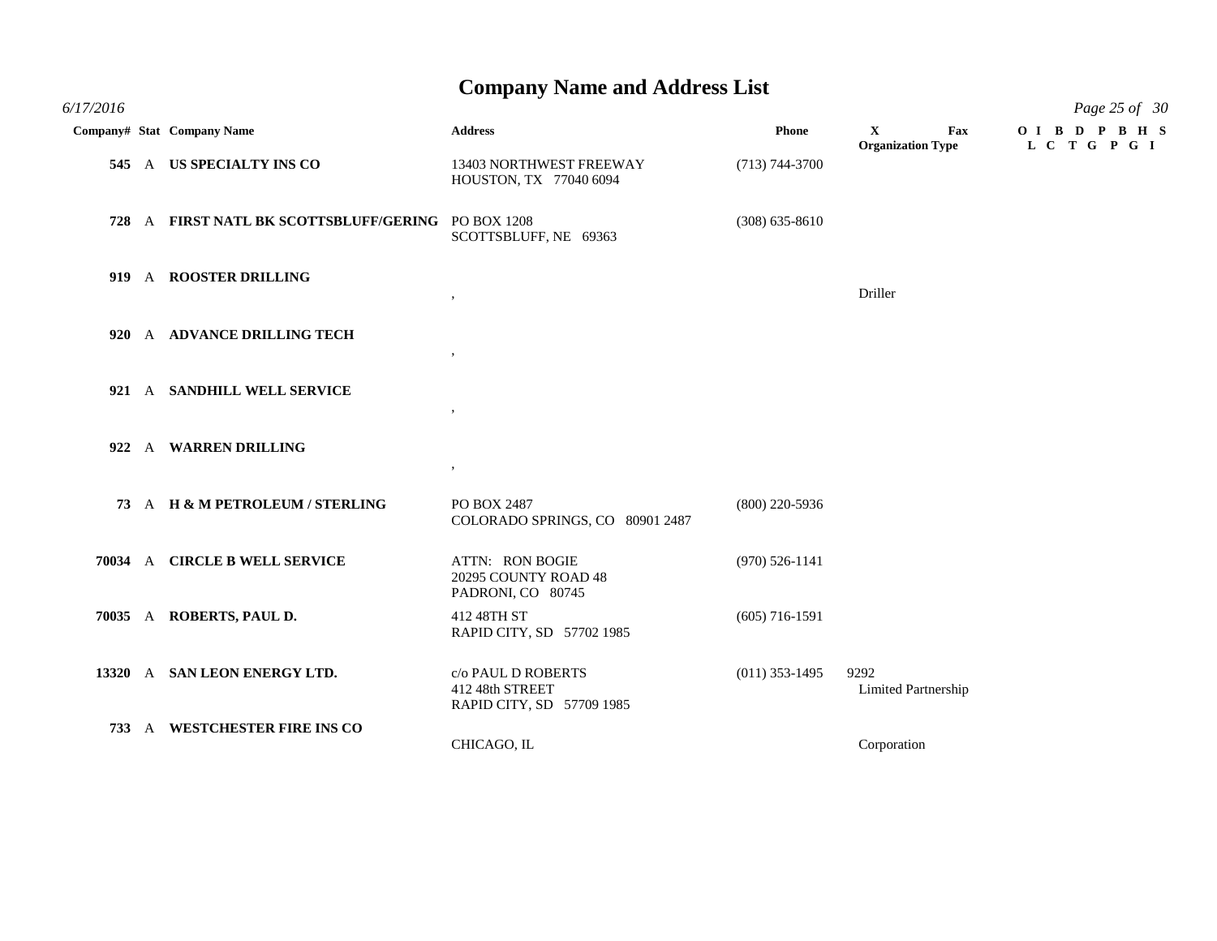# Company Name and Address List

*6/17/2016*

| Company# | Stat | Company Name | Address | Phone | X Organization Type | Fax | O L | I C | B T | D G | P P | B G | H I | S |
|---|---|---|---|---|---|---|---|---|---|---|---|---|---|---|
| 545 | A | **US SPECIALTY INS CO** | 13403 NORTHWEST FREEWAY<br>HOUSTON, TX 77040 6094 | (713) 744-3700 | | | | | | | | | | |
| 728 | A | **FIRST NATL BK SCOTTSBLUFF/GERING** | PO BOX 1208<br>SCOTTSBLUFF, NE 69363 | (308) 635-8610 | | | | | | | | | | |
| 919 | A | **ROOSTER DRILLING** | , | | Driller | | | | | | | | | |
| 920 | A | **ADVANCE DRILLING TECH** | , | | | | | | | | | | | |
| 921 | A | **SANDHILL WELL SERVICE** | , | | | | | | | | | | | |
| 922 | A | **WARREN DRILLING** | , | | | | | | | | | | | |
| 73 | A | **H & M PETROLEUM / STERLING** | PO BOX 2487<br>COLORADO SPRINGS, CO 80901 2487 | (800) 220-5936 | | | | | | | | | | |
| 70034 | A | **CIRCLE B WELL SERVICE** | ATTN: RON BOGIE<br>20295 COUNTY ROAD 48<br>PADRONI, CO 80745 | (970) 526-1141 | | | | | | | | | | |
| 70035 | A | **ROBERTS, PAUL D.** | 412 48TH ST<br>RAPID CITY, SD 57702 1985 | (605) 716-1591 | | | | | | | | | | |
| 13320 | A | **SAN LEON ENERGY LTD.** | c/o PAUL D ROBERTS<br>412 48th STREET<br>RAPID CITY, SD 57709 1985 | (011) 353-1495 | 9292<br>Limited Partnership | | | | | | | | | |
| 733 | A | **WESTCHESTER FIRE INS CO** | CHICAGO, IL | | Corporation | | | | | | | | | |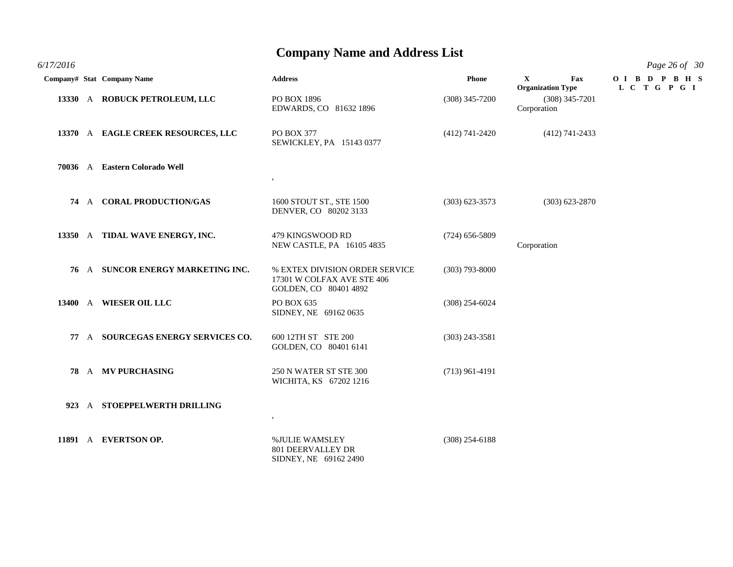# Company Name and Address List

*6/17/2016*

| Company# | Stat | Company Name | Address | Phone | X Organization Type | Fax | O L | I C | B T | D G | P P | B G | H I | S |
|---|---|---|---|---|---|---|---|---|---|---|---|---|---|---|
| 13330 | A | **ROBUCK PETROLEUM, LLC** | PO BOX 1896<br>EDWARDS, CO 81632 1896 | (308) 345-7200 | Corporation | (308) 345-7201 | | | | | | | | |
| 13370 | A | **EAGLE CREEK RESOURCES, LLC** | PO BOX 377<br>SEWICKLEY, PA 15143 0377 | (412) 741-2420 | | (412) 741-2433 | | | | | | | | |
| 70036 | A | **Eastern Colorado Well** | , | | | | | | | | | | | |
| 74 | A | **CORAL PRODUCTION/GAS** | 1600 STOUT ST., STE 1500<br>DENVER, CO 80202 3133 | (303) 623-3573 | | (303) 623-2870 | | | | | | | | |
| 13350 | A | **TIDAL WAVE ENERGY, INC.** | 479 KINGSWOOD RD<br>NEW CASTLE, PA 16105 4835 | (724) 656-5809 | Corporation | | | | | | | | | |
| 76 | A | **SUNCOR ENERGY MARKETING INC.** | % EXTEX DIVISION ORDER SERVICE<br>17301 W COLFAX AVE STE 406<br>GOLDEN, CO 80401 4892 | (303) 793-8000 | | | | | | | | | | |
| 13400 | A | **WIESER OIL LLC** | PO BOX 635<br>SIDNEY, NE 69162 0635 | (308) 254-6024 | | | | | | | | | | |
| 77 | A | **SOURCEGAS ENERGY SERVICES CO.** | 600 12TH ST STE 200<br>GOLDEN, CO 80401 6141 | (303) 243-3581 | | | | | | | | | | |
| 78 | A | **MV PURCHASING** | 250 N WATER ST STE 300<br>WICHITA, KS 67202 1216 | (713) 961-4191 | | | | | | | | | | |
| 923 | A | **STOEPPELWERTH DRILLING** | , | | | | | | | | | | | |
| 11891 | A | **EVERTSON OP.** | %JULIE WAMSLEY<br>801 DEERVALLEY DR<br>SIDNEY, NE 69162 2490 | (308) 254-6188 | | | | | | | | | | |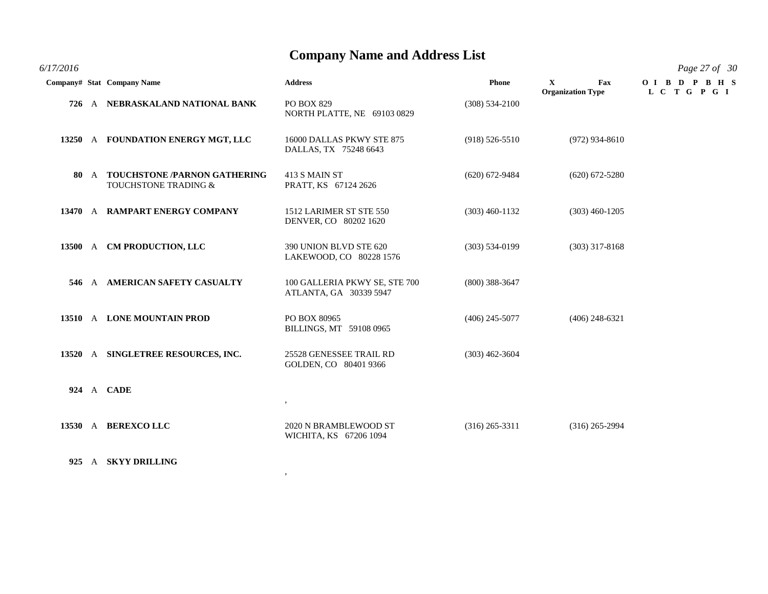# Company Name and Address List

6/17/2016

| Company# | Stat | Company Name | Address | Phone | X Organization Type | Fax | O I B D P B H S L C T G P G I |
|---|---|---|---|---|---|---|---|
| 726 | A | **NEBRASKALAND NATIONAL BANK** | PO BOX 829<br>NORTH PLATTE, NE 69103 0829 | (308) 534-2100 | | | |
| 13250 | A | **FOUNDATION ENERGY MGT, LLC** | 16000 DALLAS PKWY STE 875<br>DALLAS, TX 75248 6643 | (918) 526-5510 | | (972) 934-8610 | |
| 80 | A | **TOUCHSTONE /PARNON GATHERING**<br>TOUCHSTONE TRADING & | 413 S MAIN ST<br>PRATT, KS 67124 2626 | (620) 672-9484 | | (620) 672-5280 | |
| 13470 | A | **RAMPART ENERGY COMPANY** | 1512 LARIMER ST STE 550<br>DENVER, CO 80202 1620 | (303) 460-1132 | | (303) 460-1205 | |
| 13500 | A | **CM PRODUCTION, LLC** | 390 UNION BLVD STE 620<br>LAKEWOOD, CO 80228 1576 | (303) 534-0199 | | (303) 317-8168 | |
| 546 | A | **AMERICAN SAFETY CASUALTY** | 100 GALLERIA PKWY SE, STE 700<br>ATLANTA, GA 30339 5947 | (800) 388-3647 | | | |
| 13510 | A | **LONE MOUNTAIN PROD** | PO BOX 80965<br>BILLINGS, MT 59108 0965 | (406) 245-5077 | | (406) 248-6321 | |
| 13520 | A | **SINGLETREE RESOURCES, INC.** | 25528 GENESSEE TRAIL RD<br>GOLDEN, CO 80401 9366 | (303) 462-3604 | | | |
| 924 | A | **CADE** | , | | | | |
| 13530 | A | **BEREXCO LLC** | 2020 N BRAMBLEWOOD ST<br>WICHITA, KS 67206 1094 | (316) 265-3311 | | (316) 265-2994 | |
| 925 | A | **SKYY DRILLING** | , | | | | |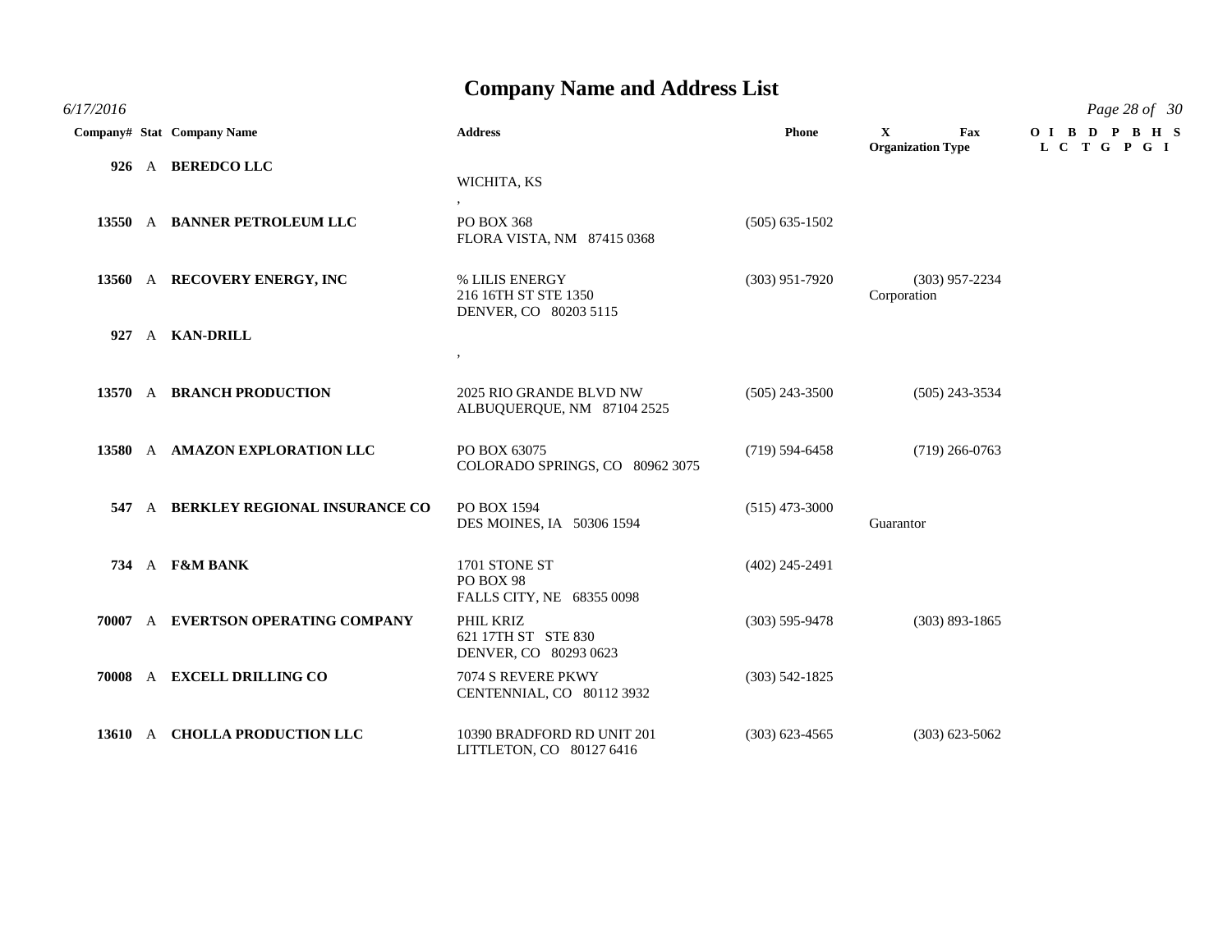# Company Name and Address List

*6/17/2016*

| Company# | Stat | Company Name | Address | Phone | X Fax / Organization Type | O L | I C | B T | D G | P P | B G | H I | S |
|---|---|---|---|---|---|---|---|---|---|---|---|---|---|
| **926** | A | **BEREDCO LLC** | WICHITA, KS<br>, | | | | | | | | | | |
| **13550** | A | **BANNER PETROLEUM LLC** | PO BOX 368<br>FLORA VISTA, NM 87415 0368 | (505) 635-1502 | | | | | | | | | |
| **13560** | A | **RECOVERY ENERGY, INC** | % LILIS ENERGY<br>216 16TH ST STE 1350<br>DENVER, CO 80203 5115 | (303) 951-7920 | (303) 957-2234<br>Corporation | | | | | | | | |
| **927** | A | **KAN-DRILL** | , | | | | | | | | | | |
| **13570** | A | **BRANCH PRODUCTION** | 2025 RIO GRANDE BLVD NW<br>ALBUQUERQUE, NM 87104 2525 | (505) 243-3500 | (505) 243-3534 | | | | | | | | |
| **13580** | A | **AMAZON EXPLORATION LLC** | PO BOX 63075<br>COLORADO SPRINGS, CO 80962 3075 | (719) 594-6458 | (719) 266-0763 | | | | | | | | |
| **547** | A | **BERKLEY REGIONAL INSURANCE CO** | PO BOX 1594<br>DES MOINES, IA 50306 1594 | (515) 473-3000 | Guarantor | | | | | | | | |
| **734** | A | **F&M BANK** | 1701 STONE ST<br>PO BOX 98<br>FALLS CITY, NE 68355 0098 | (402) 245-2491 | | | | | | | | | |
| **70007** | A | **EVERTSON OPERATING COMPANY** | PHIL KRIZ<br>621 17TH ST STE 830<br>DENVER, CO 80293 0623 | (303) 595-9478 | (303) 893-1865 | | | | | | | | |
| **70008** | A | **EXCELL DRILLING CO** | 7074 S REVERE PKWY<br>CENTENNIAL, CO 80112 3932 | (303) 542-1825 | | | | | | | | | |
| **13610** | A | **CHOLLA PRODUCTION LLC** | 10390 BRADFORD RD UNIT 201<br>LITTLETON, CO 80127 6416 | (303) 623-4565 | (303) 623-5062 | | | | | | | | |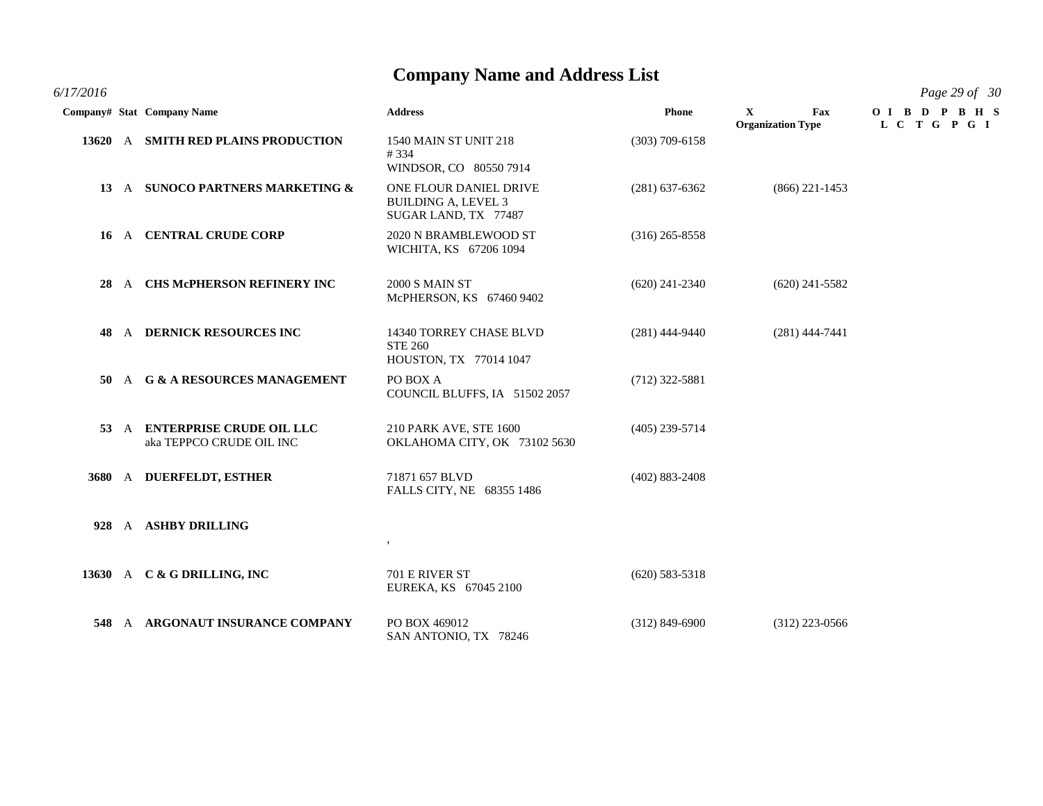# Company Name and Address List

*6/17/2016*

| Company# | Stat | Company Name | Address | Phone | X | Fax | Organization Type | O L | I C | B T | D G | P P | B G | H I | S |
|---|---|---|---|---|---|---|---|---|---|---|---|---|---|---|---|
| 13620 | A | **SMITH RED PLAINS PRODUCTION** | 1540 MAIN ST UNIT 218<br># 334<br>WINDSOR, CO 80550 7914 | (303) 709-6158 | | | | | | | | | | | |
| 13 | A | **SUNOCO PARTNERS MARKETING &** | ONE FLOUR DANIEL DRIVE<br>BUILDING A, LEVEL 3<br>SUGAR LAND, TX 77487 | (281) 637-6362 | | (866) 221-1453 | | | | | | | | | |
| 16 | A | **CENTRAL CRUDE CORP** | 2020 N BRAMBLEWOOD ST<br>WICHITA, KS 67206 1094 | (316) 265-8558 | | | | | | | | | | | |
| 28 | A | **CHS McPHERSON REFINERY INC** | 2000 S MAIN ST<br>McPHERSON, KS 67460 9402 | (620) 241-2340 | | (620) 241-5582 | | | | | | | | | |
| 48 | A | **DERNICK RESOURCES INC** | 14340 TORREY CHASE BLVD<br>STE 260<br>HOUSTON, TX 77014 1047 | (281) 444-9440 | | (281) 444-7441 | | | | | | | | | |
| 50 | A | **G & A RESOURCES MANAGEMENT** | PO BOX A<br>COUNCIL BLUFFS, IA 51502 2057 | (712) 322-5881 | | | | | | | | | | | |
| 53 | A | **ENTERPRISE CRUDE OIL LLC**<br>aka TEPPCO CRUDE OIL INC | 210 PARK AVE, STE 1600<br>OKLAHOMA CITY, OK 73102 5630 | (405) 239-5714 | | | | | | | | | | | |
| 3680 | A | **DUERFELDT, ESTHER** | 71871 657 BLVD<br>FALLS CITY, NE 68355 1486 | (402) 883-2408 | | | | | | | | | | | |
| 928 | A | **ASHBY DRILLING** | , | | | | | | | | | | | | |
| 13630 | A | **C & G DRILLING, INC** | 701 E RIVER ST<br>EUREKA, KS 67045 2100 | (620) 583-5318 | | | | | | | | | | | |
| 548 | A | **ARGONAUT INSURANCE COMPANY** | PO BOX 469012<br>SAN ANTONIO, TX 78246 | (312) 849-6900 | | (312) 223-0566 | | | | | | | | | |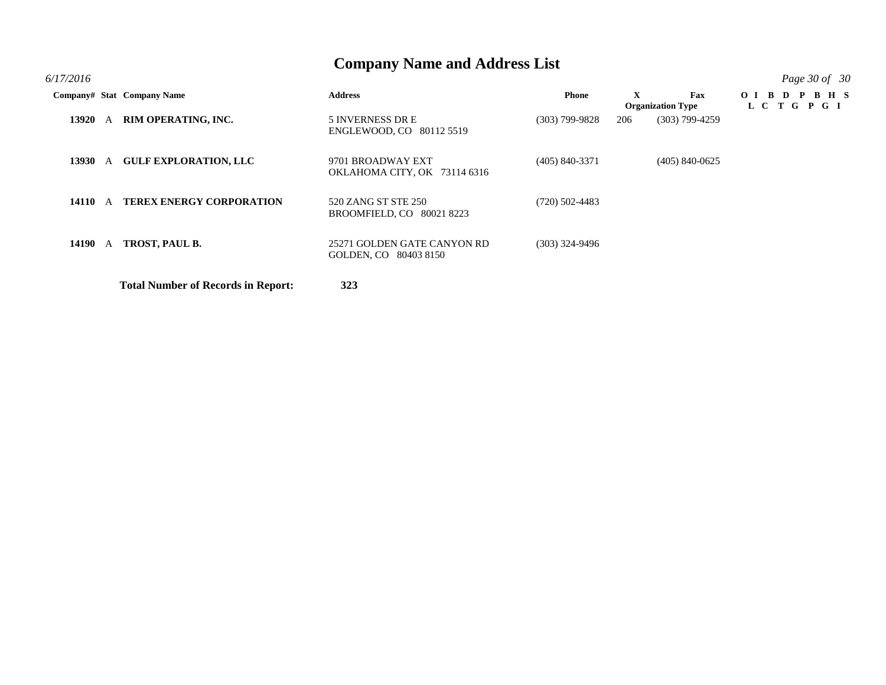# Company Name and Address List

*6/17/2016*

| Company# | Stat | Company Name | Address | Phone | X Organization Type | Fax | O L | I C | B T | D G | P P | B G | H I | S |
|---|---|---|---|---|---|---|---|---|---|---|---|---|---|---|
| **13920** | A | **RIM OPERATING, INC.** | 5 INVERNESS DR E<br>ENGLEWOOD, CO 80112 5519 | (303) 799-9828 | 206 | (303) 799-4259 | | | | | | | | |
| **13930** | A | **GULF EXPLORATION, LLC** | 9701 BROADWAY EXT<br>OKLAHOMA CITY, OK 73114 6316 | (405) 840-3371 | | (405) 840-0625 | | | | | | | | |
| **14110** | A | **TEREX ENERGY CORPORATION** | 520 ZANG ST STE 250<br>BROOMFIELD, CO 80021 8223 | (720) 502-4483 | | | | | | | | | | |
| **14190** | A | **TROST, PAUL B.** | 25271 GOLDEN GATE CANYON RD<br>GOLDEN, CO 80403 8150 | (303) 324-9496 | | | | | | | | | | |

**Total Number of Records in Report:** **323**